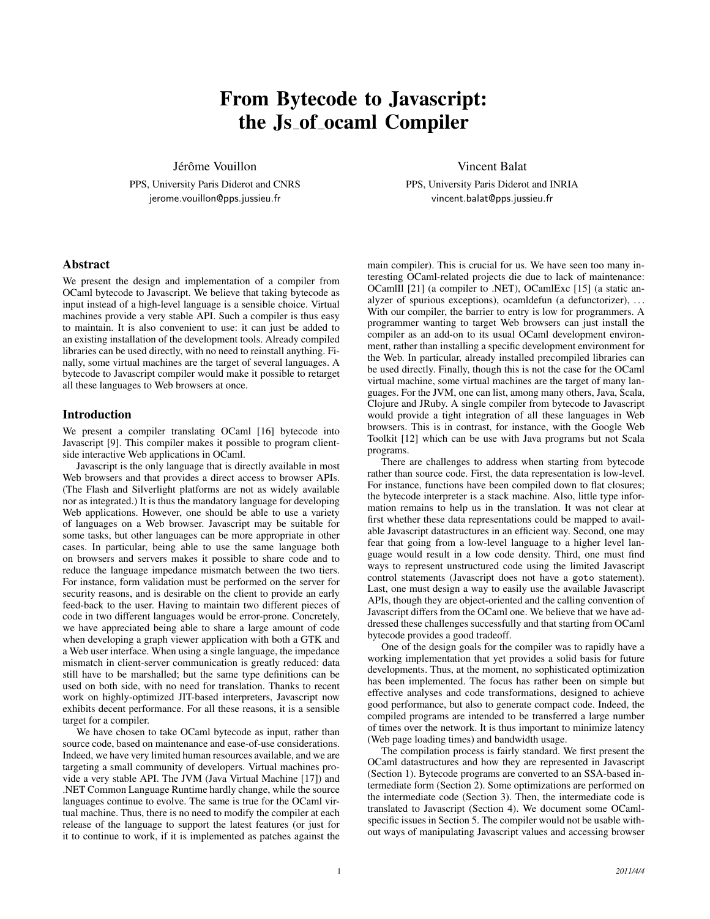# From Bytecode to Javascript: the Js_of_ocaml Compiler

Jérôme Vouillon

PPS, University Paris Diderot and CNRS
jerome.vouillon@pps.jussieu.fr

Vincent Balat

PPS, University Paris Diderot and INRIA
vincent.balat@pps.jussieu.fr

## Abstract

We present the design and implementation of a compiler from OCaml bytecode to Javascript. We believe that taking bytecode as input instead of a high-level language is a sensible choice. Virtual machines provide a very stable API. Such a compiler is thus easy to maintain. It is also convenient to use: it can just be added to an existing installation of the development tools. Already compiled libraries can be used directly, with no need to reinstall anything. Finally, some virtual machines are the target of several languages. A bytecode to Javascript compiler would make it possible to retarget all these languages to Web browsers at once.

## Introduction

We present a compiler translating OCaml [16] bytecode into Javascript [9]. This compiler makes it possible to program client-side interactive Web applications in OCaml.

Javascript is the only language that is directly available in most Web browsers and that provides a direct access to browser APIs. (The Flash and Silverlight platforms are not as widely available nor as integrated.) It is thus the mandatory language for developing Web applications. However, one should be able to use a variety of languages on a Web browser. Javascript may be suitable for some tasks, but other languages can be more appropriate in other cases. In particular, being able to use the same language both on browsers and servers makes it possible to share code and to reduce the language impedance mismatch between the two tiers. For instance, form validation must be performed on the server for security reasons, and is desirable on the client to provide an early feed-back to the user. Having to maintain two different pieces of code in two different languages would be error-prone. Concretely, we have appreciated being able to share a large amount of code when developing a graph viewer application with both a GTK and a Web user interface. When using a single language, the impedance mismatch in client-server communication is greatly reduced: data still have to be marshalled; but the same type definitions can be used on both side, with no need for translation. Thanks to recent work on highly-optimized JIT-based interpreters, Javascript now exhibits decent performance. For all these reasons, it is a sensible target for a compiler.

We have chosen to take OCaml bytecode as input, rather than source code, based on maintenance and ease-of-use considerations. Indeed, we have very limited human resources available, and we are targeting a small community of developers. Virtual machines provide a very stable API. The JVM (Java Virtual Machine [17]) and .NET Common Language Runtime hardly change, while the source languages continue to evolve. The same is true for the OCaml virtual machine. Thus, there is no need to modify the compiler at each release of the language to support the latest features (or just for it to continue to work, if it is implemented as patches against the main compiler). This is crucial for us. We have seen too many interesting OCaml-related projects die due to lack of maintenance: OCamlIl [21] (a compiler to .NET), OCamlExc [15] (a static analyzer of spurious exceptions), ocamldefun (a defunctorizer), ... With our compiler, the barrier to entry is low for programmers. A programmer wanting to target Web browsers can just install the compiler as an add-on to its usual OCaml development environment, rather than installing a specific development environment for the Web. In particular, already installed precompiled libraries can be used directly. Finally, though this is not the case for the OCaml virtual machine, some virtual machines are the target of many languages. For the JVM, one can list, among many others, Java, Scala, Clojure and JRuby. A single compiler from bytecode to Javascript would provide a tight integration of all these languages in Web browsers. This is in contrast, for instance, with the Google Web Toolkit [12] which can be use with Java programs but not Scala programs.

There are challenges to address when starting from bytecode rather than source code. First, the data representation is low-level. For instance, functions have been compiled down to flat closures; the bytecode interpreter is a stack machine. Also, little type information remains to help us in the translation. It was not clear at first whether these data representations could be mapped to available Javascript datastructures in an efficient way. Second, one may fear that going from a low-level language to a higher level language would result in a low code density. Third, one must find ways to represent unstructured code using the limited Javascript control statements (Javascript does not have a `goto` statement). Last, one must design a way to easily use the available Javascript APIs, though they are object-oriented and the calling convention of Javascript differs from the OCaml one. We believe that we have addressed these challenges successfully and that starting from OCaml bytecode provides a good tradeoff.

One of the design goals for the compiler was to rapidly have a working implementation that yet provides a solid basis for future developments. Thus, at the moment, no sophisticated optimization has been implemented. The focus has rather been on simple but effective analyses and code transformations, designed to achieve good performance, but also to generate compact code. Indeed, the compiled programs are intended to be transferred a large number of times over the network. It is thus important to minimize latency (Web page loading times) and bandwidth usage.

The compilation process is fairly standard. We first present the OCaml datastructures and how they are represented in Javascript (Section 1). Bytecode programs are converted to an SSA-based intermediate form (Section 2). Some optimizations are performed on the intermediate code (Section 3). Then, the intermediate code is translated to Javascript (Section 4). We document some OCaml-specific issues in Section 5. The compiler would not be usable without ways of manipulating Javascript values and accessing browser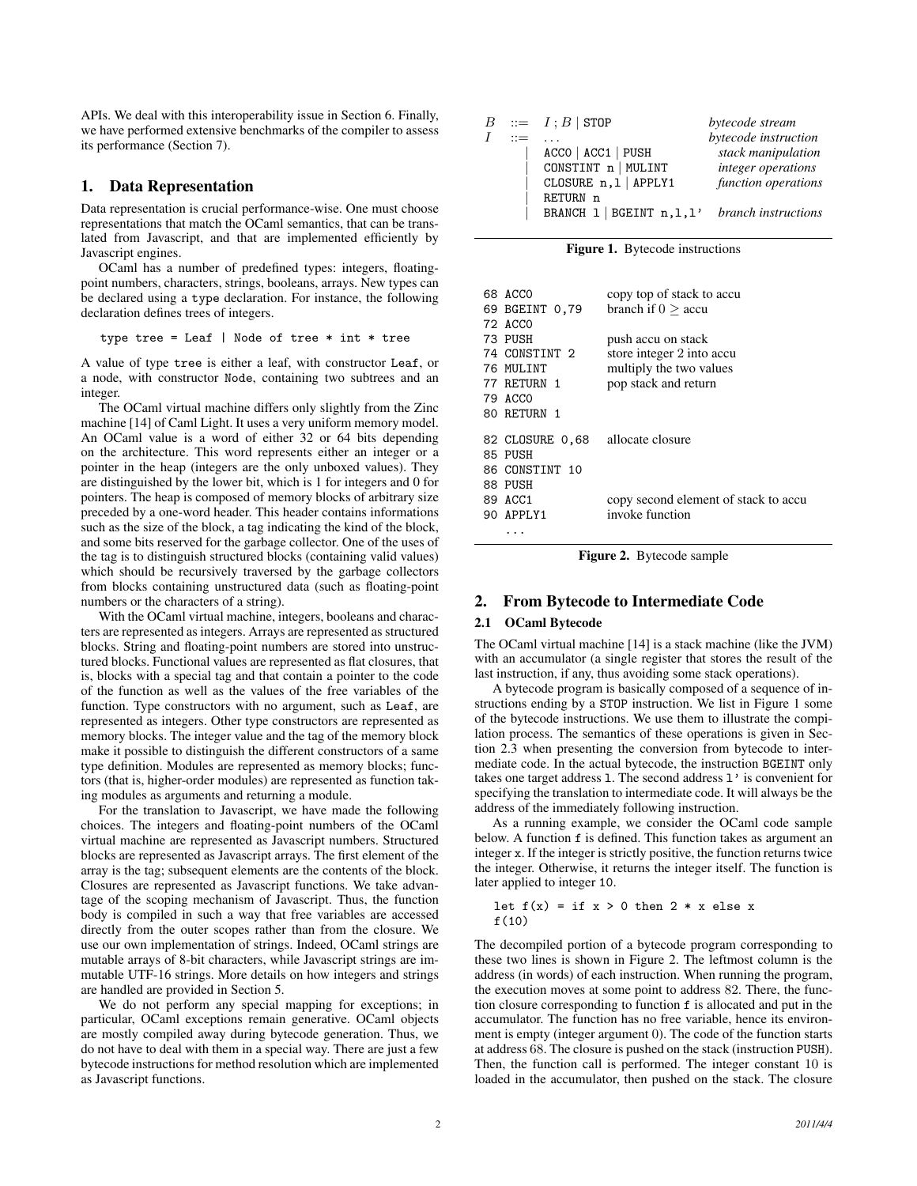APIs. We deal with this interoperability issue in Section 6. Finally, we have performed extensive benchmarks of the compiler to assess its performance (Section 7).

## 1. Data Representation

Data representation is crucial performance-wise. One must choose representations that match the OCaml semantics, that can be translated from Javascript, and that are implemented efficiently by Javascript engines.

OCaml has a number of predefined types: integers, floating-point numbers, characters, strings, booleans, arrays. New types can be declared using a `type` declaration. For instance, the following declaration defines trees of integers.

```
type tree = Leaf | Node of tree * int * tree
```

A value of type `tree` is either a leaf, with constructor `Leaf`, or a node, with constructor `Node`, containing two subtrees and an integer.

The OCaml virtual machine differs only slightly from the Zinc machine [14] of Caml Light. It uses a very uniform memory model. An OCaml value is a word of either 32 or 64 bits depending on the architecture. This word represents either an integer or a pointer in the heap (integers are the only unboxed values). They are distinguished by the lower bit, which is 1 for integers and 0 for pointers. The heap is composed of memory blocks of arbitrary size preceded by a one-word header. This header contains informations such as the size of the block, a tag indicating the kind of the block, and some bits reserved for the garbage collector. One of the uses of the tag is to distinguish structured blocks (containing valid values) which should be recursively traversed by the garbage collectors from blocks containing unstructured data (such as floating-point numbers or the characters of a string).

With the OCaml virtual machine, integers, booleans and characters are represented as integers. Arrays are represented as structured blocks. String and floating-point numbers are stored into unstructured blocks. Functional values are represented as flat closures, that is, blocks with a special tag and that contain a pointer to the code of the function as well as the values of the free variables of the function. Type constructors with no argument, such as `Leaf`, are represented as integers. Other type constructors are represented as memory blocks. The integer value and the tag of the memory block make it possible to distinguish the different constructors of a same type definition. Modules are represented as memory blocks; functors (that is, higher-order modules) are represented as function taking modules as arguments and returning a module.

For the translation to Javascript, we have made the following choices. The integers and floating-point numbers of the OCaml virtual machine are represented as Javascript numbers. Structured blocks are represented as Javascript arrays. The first element of the array is the tag; subsequent elements are the contents of the block. Closures are represented as Javascript functions. We take advantage of the scoping mechanism of Javascript. Thus, the function body is compiled in such a way that free variables are accessed directly from the outer scopes rather than from the closure. We use our own implementation of strings. Indeed, OCaml strings are mutable arrays of 8-bit characters, while Javascript strings are immutable UTF-16 strings. More details on how integers and strings are handled are provided in Section 5.

We do not perform any special mapping for exceptions; in particular, OCaml exceptions remain generative. OCaml objects are mostly compiled away during bytecode generation. Thus, we do not have to deal with them in a special way. There are just a few bytecode instructions for method resolution which are implemented as Javascript functions.

| | | | |
|---|---|---|---|
| $B$ | $::=$ | `I ; B` \| `STOP` | *bytecode stream* |
| $I$ | $::=$ | ... | *bytecode instruction* |
| | \| | `ACC0` \| `ACC1` \| `PUSH` | *stack manipulation* |
| | \| | `CONSTINT n` \| `MULINT` | *integer operations* |
| | \| | `CLOSURE n,l` \| `APPLY1` | *function operations* |
| | \| | `RETURN n` | |
| | \| | `BRANCH l` \| `BGEINT n,l,l'` | *branch instructions* |

**Figure 1.** Bytecode instructions

```
68 ACC0            copy top of stack to accu
69 BGEINT 0,79     branch if 0 ≥ accu
72 ACC0
73 PUSH            push accu on stack
74 CONSTINT 2      store integer 2 into accu
76 MULINT          multiply the two values
77 RETURN 1        pop stack and return
79 ACC0
80 RETURN 1

82 CLOSURE 0,68    allocate closure
85 PUSH
86 CONSTINT 10
88 PUSH
89 ACC1            copy second element of stack to accu
90 APPLY1          invoke function
   ...
```

**Figure 2.** Bytecode sample

## 2. From Bytecode to Intermediate Code

### 2.1 OCaml Bytecode

The OCaml virtual machine [14] is a stack machine (like the JVM) with an accumulator (a single register that stores the result of the last instruction, if any, thus avoiding some stack operations).

A bytecode program is basically composed of a sequence of instructions ending by a `STOP` instruction. We list in Figure 1 some of the bytecode instructions. We use them to illustrate the compilation process. The semantics of these operations is given in Section 2.3 when presenting the conversion from bytecode to intermediate code. In the actual bytecode, the instruction `BGEINT` only takes one target address `l`. The second address `l'` is convenient for specifying the translation to intermediate code. It will always be the address of the immediately following instruction.

As a running example, we consider the OCaml code sample below. A function `f` is defined. This function takes as argument an integer `x`. If the integer is strictly positive, the function returns twice the integer. Otherwise, it returns the integer itself. The function is later applied to integer `10`.

```
let f(x) = if x > 0 then 2 * x else x
f(10)
```

The decompiled portion of a bytecode program corresponding to these two lines is shown in Figure 2. The leftmost column is the address (in words) of each instruction. When running the program, the execution moves at some point to address 82. There, the function closure corresponding to function `f` is allocated and put in the accumulator. The function has no free variable, hence its environment is empty (integer argument 0). The code of the function starts at address 68. The closure is pushed on the stack (instruction `PUSH`). Then, the function call is performed. The integer constant 10 is loaded in the accumulator, then pushed on the stack. The closure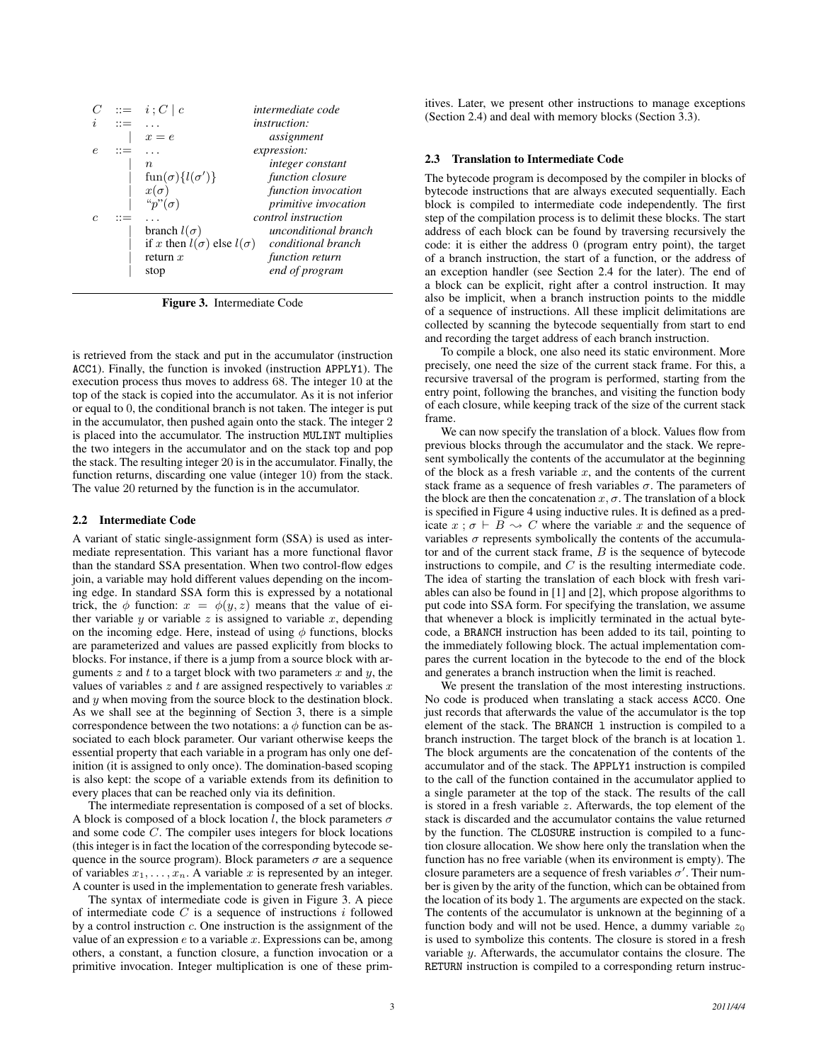$$
\begin{array}{lcll}
C & ::= & i \,;\, C \mid c & \textit{intermediate code} \\
i & ::= & \ldots & \textit{instruction:} \\
 & \mid & x = e & \quad \textit{assignment} \\
e & ::= & \ldots & \textit{expression:} \\
 & \mid & n & \quad \textit{integer constant} \\
 & \mid & \text{fun}(\sigma)\{l(\sigma')\} & \quad \textit{function closure} \\
 & \mid & x(\sigma) & \quad \textit{function invocation} \\
 & \mid & \text{“}p\text{”}(\sigma) & \quad \textit{primitive invocation} \\
c & ::= & \ldots & \textit{control instruction} \\
 & \mid & \text{branch } l(\sigma) & \quad \textit{unconditional branch} \\
 & \mid & \text{if } x \text{ then } l(\sigma) \text{ else } l(\sigma) & \quad \textit{conditional branch} \\
 & \mid & \text{return } x & \quad \textit{function return} \\
 & \mid & \text{stop} & \quad \textit{end of program}
\end{array}
$$

**Figure 3.** Intermediate Code

is retrieved from the stack and put in the accumulator (instruction `ACC1`). Finally, the function is invoked (instruction `APPLY1`). The execution process thus moves to address 68. The integer 10 at the top of the stack is copied into the accumulator. As it is not inferior or equal to 0, the conditional branch is not taken. The integer is put in the accumulator, then pushed again onto the stack. The integer 2 is placed into the accumulator. The instruction `MULINT` multiplies the two integers in the accumulator and on the stack top and pop the stack. The resulting integer 20 is in the accumulator. Finally, the function returns, discarding one value (integer 10) from the stack. The value 20 returned by the function is in the accumulator.

### 2.2 Intermediate Code

A variant of static single-assignment form (SSA) is used as intermediate representation. This variant has a more functional flavor than the standard SSA presentation. When two control-flow edges join, a variable may hold different values depending on the incoming edge. In standard SSA form this is expressed by a notational trick, the $\phi$ function: $x = \phi(y, z)$ means that the value of either variable $y$ or variable $z$ is assigned to variable $x$, depending on the incoming edge. Here, instead of using $\phi$ functions, blocks are parameterized and values are passed explicitly from blocks to blocks. For instance, if there is a jump from a source block with arguments $z$ and $t$ to a target block with two parameters $x$ and $y$, the values of variables $z$ and $t$ are assigned respectively to variables $x$ and $y$ when moving from the source block to the destination block. As we shall see at the beginning of Section 3, there is a simple correspondence between the two notations: a $\phi$ function can be associated to each block parameter. Our variant otherwise keeps the essential property that each variable in a program has only one definition (it is assigned to only once). The domination-based scoping is also kept: the scope of a variable extends from its definition to every places that can be reached only via its definition.

The intermediate representation is composed of a set of blocks. A block is composed of a block location $l$, the block parameters $\sigma$ and some code $C$. The compiler uses integers for block locations (this integer is in fact the location of the corresponding bytecode sequence in the source program). Block parameters $\sigma$ are a sequence of variables $x_1, \ldots, x_n$. A variable $x$ is represented by an integer. A counter is used in the implementation to generate fresh variables.

The syntax of intermediate code is given in Figure 3. A piece of intermediate code $C$ is a sequence of instructions $i$ followed by a control instruction $c$. One instruction is the assignment of the value of an expression $e$ to a variable $x$. Expressions can be, among others, a constant, a function closure, a function invocation or a primitive invocation. Integer multiplication is one of these primitives. Later, we present other instructions to manage exceptions (Section 2.4) and deal with memory blocks (Section 3.3).

### 2.3 Translation to Intermediate Code

The bytecode program is decomposed by the compiler in blocks of bytecode instructions that are always executed sequentially. Each block is compiled to intermediate code independently. The first step of the compilation process is to delimit these blocks. The start address of each block can be found by traversing recursively the code: it is either the address 0 (program entry point), the target of a branch instruction, the start of a function, or the address of an exception handler (see Section 2.4 for the later). The end of a block can be explicit, right after a control instruction. It may also be implicit, when a branch instruction points to the middle of a sequence of instructions. All these implicit delimitations are collected by scanning the bytecode sequentially from start to end and recording the target address of each branch instruction.

To compile a block, one also need its static environment. More precisely, one need the size of the current stack frame. For this, a recursive traversal of the program is performed, starting from the entry point, following the branches, and visiting the function body of each closure, while keeping track of the size of the current stack frame.

We can now specify the translation of a block. Values flow from previous blocks through the accumulator and the stack. We represent symbolically the contents of the accumulator at the beginning of the block as a fresh variable $x$, and the contents of the current stack frame as a sequence of fresh variables $\sigma$. The parameters of the block are then the concatenation $x, \sigma$. The translation of a block is specified in Figure 4 using inductive rules. It is defined as a predicate $x \,;\, \sigma \vdash B \rightsquigarrow C$ where the variable $x$ and the sequence of variables $\sigma$ represents symbolically the contents of the accumulator and of the current stack frame, $B$ is the sequence of bytecode instructions to compile, and $C$ is the resulting intermediate code. The idea of starting the translation of each block with fresh variables can also be found in [1] and [2], which propose algorithms to put code into SSA form. For specifying the translation, we assume that whenever a block is implicitly terminated in the actual bytecode, a `BRANCH` instruction has been added to its tail, pointing to the immediately following block. The actual implementation compares the current location in the bytecode to the end of the block and generates a branch instruction when the limit is reached.

We present the translation of the most interesting instructions. No code is produced when translating a stack access `ACC0`. One just records that afterwards the value of the accumulator is the top element of the stack. The `BRANCH l` instruction is compiled to a branch instruction. The target block of the branch is at location `l`. The block arguments are the concatenation of the contents of the accumulator and of the stack. The `APPLY1` instruction is compiled to the call of the function contained in the accumulator applied to a single parameter at the top of the stack. The results of the call is stored in a fresh variable $z$. Afterwards, the top element of the stack is discarded and the accumulator contains the value returned by the function. The `CLOSURE` instruction is compiled to a function closure allocation. We show here only the translation when the function has no free variable (when its environment is empty). The closure parameters are a sequence of fresh variables $\sigma'$. Their number is given by the arity of the function, which can be obtained from the location of its body `l`. The arguments are expected on the stack. The contents of the accumulator is unknown at the beginning of a function body and will not be used. Hence, a dummy variable $z_0$ is used to symbolize this contents. The closure is stored in a fresh variable $y$. Afterwards, the accumulator contains the closure. The `RETURN` instruction is compiled to a corresponding return instruc-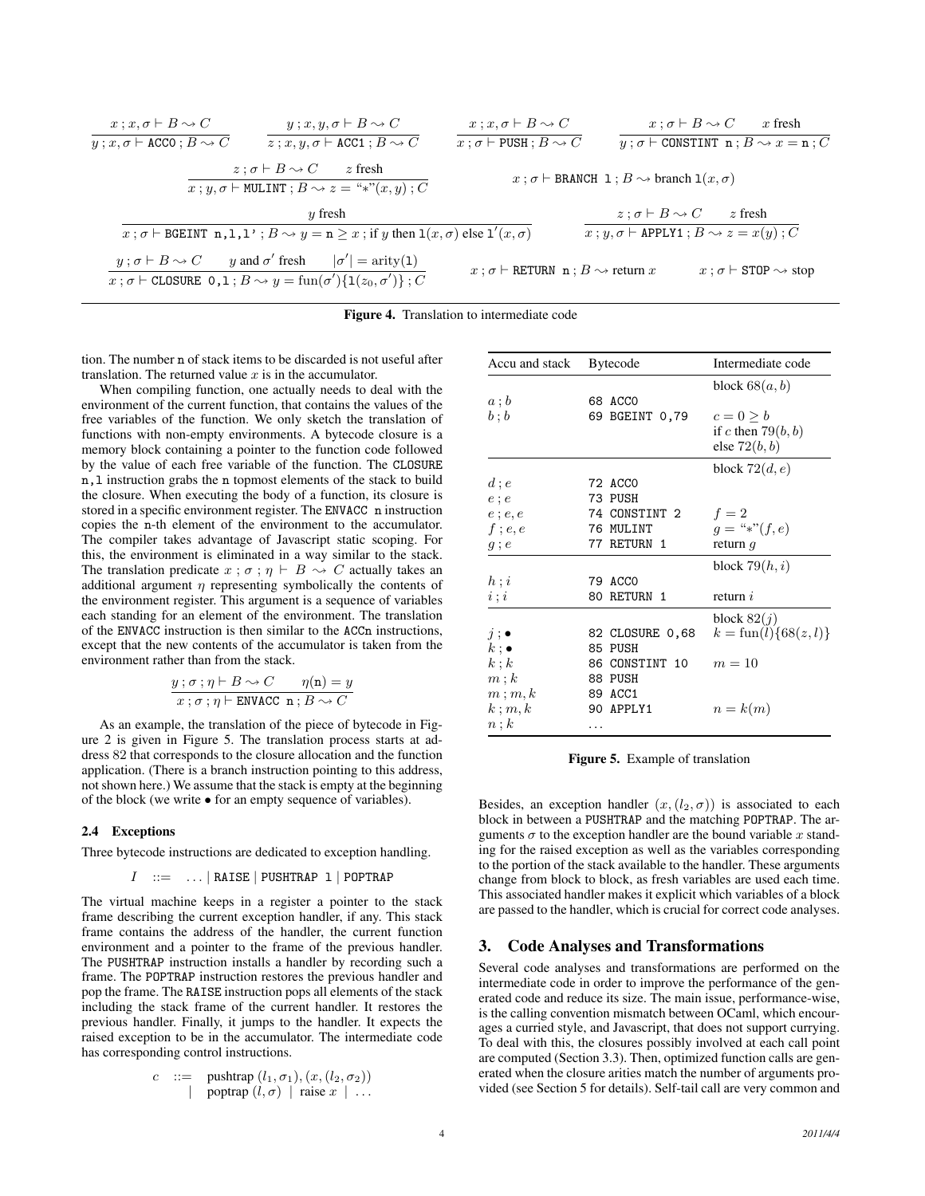$$\frac{x\,;x,\sigma \vdash B \rightsquigarrow C}{y\,;x,\sigma \vdash \texttt{ACC0}\,;B \rightsquigarrow C} \qquad \frac{y\,;x,y,\sigma \vdash B \rightsquigarrow C}{z\,;x,y,\sigma \vdash \texttt{ACC1}\,;B \rightsquigarrow C} \qquad \frac{x\,;x,\sigma \vdash B \rightsquigarrow C}{x\,;\sigma \vdash \texttt{PUSH}\,;B \rightsquigarrow C} \qquad \frac{x\,;\sigma \vdash B \rightsquigarrow C \qquad x \text{ fresh}}{y\,;\sigma \vdash \texttt{CONSTINT n}\,;B \rightsquigarrow x = \texttt{n}\,;C}$$

$$\frac{z\,;\sigma \vdash B \rightsquigarrow C \qquad z \text{ fresh}}{x\,;y,\sigma \vdash \texttt{MULINT}\,;B \rightsquigarrow z = \text{“}*\text{”}(x,y)\,;C} \qquad x\,;\sigma \vdash \texttt{BRANCH l}\,;B \rightsquigarrow \text{branch } \texttt{l}(x,\sigma)$$

$$\frac{y \text{ fresh}}{x\,;\sigma \vdash \texttt{BGEINT n,l,l'}\,;B \rightsquigarrow y = \texttt{n} \geq x\,;\text{if } y \text{ then } \texttt{l}(x,\sigma) \text{ else } \texttt{l}'(x,\sigma)} \qquad \frac{z\,;\sigma \vdash B \rightsquigarrow C \qquad z \text{ fresh}}{x\,;y,\sigma \vdash \texttt{APPLY1}\,;B \rightsquigarrow z = x(y)\,;C}$$

$$\frac{y\,;\sigma \vdash B \rightsquigarrow C \qquad y \text{ and } \sigma' \text{ fresh} \qquad |\sigma'| = \text{arity}(\texttt{l})}{x\,;\sigma \vdash \texttt{CLOSURE 0,l}\,;B \rightsquigarrow y = \text{fun}(\sigma')\{\texttt{l}(z_0,\sigma')\}\,;C} \qquad x\,;\sigma \vdash \texttt{RETURN n}\,;B \rightsquigarrow \text{return } x \qquad x\,;\sigma \vdash \texttt{STOP} \rightsquigarrow \text{stop}$$

**Figure 4.** Translation to intermediate code

tion. The number n of stack items to be discarded is not useful after translation. The returned value $x$ is in the accumulator.

When compiling function, one actually needs to deal with the environment of the current function, that contains the values of the free variables of the function. We only sketch the translation of functions with non-empty environments. A bytecode closure is a memory block containing a pointer to the function code followed by the value of each free variable of the function. The `CLOSURE n,l` instruction grabs the n topmost elements of the stack to build the closure. When executing the body of a function, its closure is stored in a specific environment register. The `ENVACC n` instruction copies the n-th element of the environment to the accumulator. The compiler takes advantage of Javascript static scoping. For this, the environment is eliminated in a way similar to the stack. The translation predicate $x\,;\sigma\,;\eta \vdash B \rightsquigarrow C$ actually takes an additional argument $\eta$ representing symbolically the contents of the environment register. This argument is a sequence of variables each standing for an element of the environment. The translation of the `ENVACCn` instructions is then similar to the `ACCn` instructions, except that the new contents of the accumulator is taken from the environment rather than from the stack.

$$\frac{y\,;\sigma\,;\eta \vdash B \rightsquigarrow C \qquad \eta(\texttt{n}) = y}{x\,;\sigma\,;\eta \vdash \texttt{ENVACC n}\,;B \rightsquigarrow C}$$

As an example, the translation of the piece of bytecode in Figure 2 is given in Figure 5. The translation process starts at address 82 that corresponds to the closure allocation and the function application. (There is a branch instruction pointing to this address, not shown here.) We assume that the stack is empty at the beginning of the block (we write $\bullet$ for an empty sequence of variables).

| Accu and stack | Bytecode | Intermediate code |
|---|---|---|
| | | block $68(a,b)$ |
| $a\,;b$ | 68 ACC0 | |
| $b\,;b$ | 69 BGEINT 0,79 | $c = 0 \geq b$ <br> if $c$ then $79(b,b)$ <br> else $72(b,b)$ |
| | | block $72(d,e)$ |
| $d\,;e$ | 72 ACC0 | |
| $e\,;e$ | 73 PUSH | |
| $e\,;e,e$ | 74 CONSTINT 2 | $f = 2$ |
| $f\,;e,e$ | 76 MULINT | $g = \text{“}*\text{”}(f,e)$ |
| $g\,;e$ | 77 RETURN 1 | return $g$ |
| | | block $79(h,i)$ |
| $h\,;i$ | 79 ACC0 | |
| $i\,;i$ | 80 RETURN 1 | return $i$ |
| | | block $82(j)$ |
| $j\,;\bullet$ | 82 CLOSURE 0,68 | $k = \text{fun}(l)\{68(z,l)\}$ |
| $k\,;\bullet$ | 85 PUSH | |
| $k\,;k$ | 86 CONSTINT 10 | $m = 10$ |
| $m\,;k$ | 88 PUSH | |
| $m\,;m,k$ | 89 ACC1 | |
| $k\,;m,k$ | 90 APPLY1 | $n = k(m)$ |
| $n\,;k$ | ... | |

**Figure 5.** Example of translation

### 2.4 Exceptions

Three bytecode instructions are dedicated to exception handling.

$$I \quad ::= \quad \ldots \mid \texttt{RAISE} \mid \texttt{PUSHTRAP l} \mid \texttt{POPTRAP}$$

The virtual machine keeps in a register a pointer to the stack frame describing the current exception handler, if any. This stack frame contains the address of the handler, the current function environment and a pointer to the frame of the previous handler. The `PUSHTRAP` instruction installs a handler by recording such a frame. The `POPTRAP` instruction restores the previous handler and pop the frame. The `RAISE` instruction pops all elements of the stack including the stack frame of the current handler. It restores the previous handler. Finally, it jumps to the handler. It expects the raised exception to be in the accumulator. The intermediate code has corresponding control instructions.

$$\begin{array}{rcl} c & ::= & \text{pushtrap } (l_1,\sigma_1),(x,(l_2,\sigma_2)) \\ & \mid & \text{poptrap } (l,\sigma) \mid \text{raise } x \mid \ldots \end{array}$$

Besides, an exception handler $(x,(l_2,\sigma))$ is associated to each block in between a `PUSHTRAP` and the matching `POPTRAP`. The arguments $\sigma$ to the exception handler are the bound variable $x$ standing for the raised exception as well as the variables corresponding to the portion of the stack available to the handler. These arguments change from block to block, as fresh variables are used each time. This associated handler makes it explicit which variables of a block are passed to the handler, which is crucial for correct code analyses.

## 3. Code Analyses and Transformations

Several code analyses and transformations are performed on the intermediate code in order to improve the performance of the generated code and reduce its size. The main issue, performance-wise, is the calling convention mismatch between OCaml, which encourages a curried style, and Javascript, that does not support currying. To deal with this, the closures possibly involved at each call point are computed (Section 3.3). Then, optimized function calls are generated when the closure arities match the number of arguments provided (see Section 5 for details). Self-tail call are very common and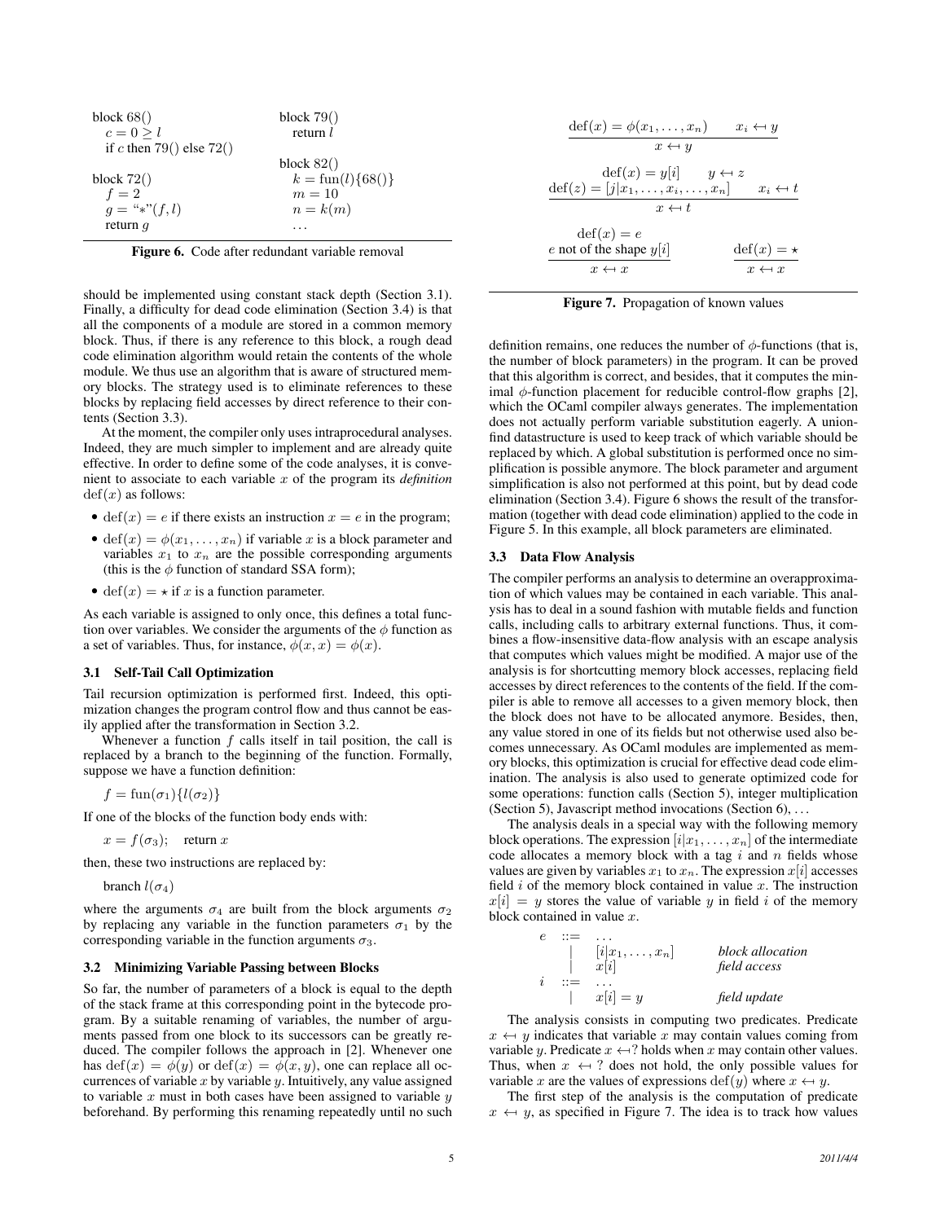```
block 68()                      block 79()
  c = 0 ≥ l                       return l
  if c then 79() else 72()
                                block 82()
block 72()                        k = fun(l){68()}
  f = 2                           m = 10
  g = "*"(f, l)                   n = k(m)
  return g                        ...
```

**Figure 6.** Code after redundant variable removal

should be implemented using constant stack depth (Section 3.1). Finally, a difficulty for dead code elimination (Section 3.4) is that all the components of a module are stored in a common memory block. Thus, if there is any reference to this block, a rough dead code elimination algorithm would retain the contents of the whole module. We thus use an algorithm that is aware of structured memory blocks. The strategy used is to eliminate references to these blocks by replacing field accesses by direct reference to their contents (Section 3.3).

At the moment, the compiler only uses intraprocedural analyses. Indeed, they are much simpler to implement and are already quite effective. In order to define some of the code analyses, it is convenient to associate to each variable $x$ of the program its *definition* $\mathrm{def}(x)$ as follows:

- $\mathrm{def}(x) = e$ if there exists an instruction $x = e$ in the program;
- $\mathrm{def}(x) = \phi(x_1, \ldots, x_n)$ if variable $x$ is a block parameter and variables $x_1$ to $x_n$ are the possible corresponding arguments (this is the $\phi$ function of standard SSA form);
- $\mathrm{def}(x) = \star$ if $x$ is a function parameter.

As each variable is assigned to only once, this defines a total function over variables. We consider the arguments of the $\phi$ function as a set of variables. Thus, for instance, $\phi(x, x) = \phi(x)$.

### 3.1 Self-Tail Call Optimization

Tail recursion optimization is performed first. Indeed, this optimization changes the program control flow and thus cannot be easily applied after the transformation in Section 3.2.

Whenever a function $f$ calls itself in tail position, the call is replaced by a branch to the beginning of the function. Formally, suppose we have a function definition:

$$f = \mathrm{fun}(\sigma_1)\{l(\sigma_2)\}$$

If one of the blocks of the function body ends with:

$$x = f(\sigma_3); \quad \text{return } x$$

then, these two instructions are replaced by:

$$\text{branch } l(\sigma_4)$$

where the arguments $\sigma_4$ are built from the block arguments $\sigma_2$ by replacing any variable in the function parameters $\sigma_1$ by the corresponding variable in the function arguments $\sigma_3$.

### 3.2 Minimizing Variable Passing between Blocks

So far, the number of parameters of a block is equal to the depth of the stack frame at this corresponding point in the bytecode program. By a suitable renaming of variables, the number of arguments passed from one block to its successors can be greatly reduced. The compiler follows the approach in [2]. Whenever one has $\mathrm{def}(x) = \phi(y)$ or $\mathrm{def}(x) = \phi(x, y)$, one can replace all occurrences of variable $x$ by variable $y$. Intuitively, any value assigned to variable $x$ must in both cases have been assigned to variable $y$ beforehand. By performing this renaming repeatedly until no such definition remains, one reduces the number of $\phi$-functions (that is, the number of block parameters) in the program. It can be proved that this algorithm is correct, and besides, that it computes the minimal $\phi$-function placement for reducible control-flow graphs [2], which the OCaml compiler always generates. The implementation does not actually perform variable substitution eagerly. A union-find datastructure is used to keep track of which variable should be replaced by which. A global substitution is performed once no simplification is possible anymore. The block parameter and argument simplification is also not performed at this point, but by dead code elimination (Section 3.4). Figure 6 shows the result of the transformation (together with dead code elimination) applied to the code in Figure 5. In this example, all block parameters are eliminated.

$$\frac{\mathrm{def}(x) = \phi(x_1, \ldots, x_n) \qquad x_i \leftarrow\!\!\!\!\leftarrow y}{x \leftarrow\!\!\!\!\leftarrow y}$$

$$\frac{\mathrm{def}(x) = y[i] \qquad y \leftarrow\!\!\!\!\leftarrow z \qquad \mathrm{def}(z) = [j|x_1, \ldots, x_i, \ldots, x_n] \qquad x_i \leftarrow\!\!\!\!\leftarrow t}{x \leftarrow\!\!\!\!\leftarrow t}$$

$$\frac{\mathrm{def}(x) = e \qquad e \text{ not of the shape } y[i]}{x \leftarrow\!\!\!\!\leftarrow x} \qquad \frac{\mathrm{def}(x) = \star}{x \leftarrow\!\!\!\!\leftarrow x}$$

**Figure 7.** Propagation of known values

### 3.3 Data Flow Analysis

The compiler performs an analysis to determine an overapproximation of which values may be contained in each variable. This analysis has to deal in a sound fashion with mutable fields and function calls, including calls to arbitrary external functions. Thus, it combines a flow-insensitive data-flow analysis with an escape analysis that computes which values might be modified. A major use of the analysis is for shortcutting memory block accesses, replacing field accesses by direct references to the contents of the field. If the compiler is able to remove all accesses to a given memory block, then the block does not have to be allocated anymore. Besides, then, any value stored in one of its fields but not otherwise used also becomes unnecessary. As OCaml modules are implemented as memory blocks, this optimization is crucial for effective dead code elimination. The analysis is also used to generate optimized code for some operations: function calls (Section 5), integer multiplication (Section 5), Javascript method invocations (Section 6), ...

The analysis deals in a special way with the following memory block operations. The expression $[i|x_1, \ldots, x_n]$ of the intermediate code allocates a memory block with a tag $i$ and $n$ fields whose values are given by variables $x_1$ to $x_n$. The expression $x[i]$ accesses field $i$ of the memory block contained in value $x$. The instruction $x[i] = y$ stores the value of variable $y$ in field $i$ of the memory block contained in value $x$.

$$
\begin{array}{rcll}
e & ::= & \ldots & \\
  & |   & [i|x_1, \ldots, x_n] & \textit{block allocation} \\
  & |   & x[i] & \textit{field access} \\
i & ::= & \ldots & \\
  & |   & x[i] = y & \textit{field update}
\end{array}
$$

The analysis consists in computing two predicates. Predicate $x \leftarrow\!\!\!\!\leftarrow y$ indicates that variable $x$ may contain values coming from variable $y$. Predicate $x \leftarrow\!\!\!\!\leftarrow ?$ holds when $x$ may contain other values. Thus, when $x \leftarrow\!\!\!\!\leftarrow ?$ does not hold, the only possible values for variable $x$ are the values of expressions $\mathrm{def}(y)$ where $x \leftarrow\!\!\!\!\leftarrow y$.

The first step of the analysis is the computation of predicate $x \leftarrow\!\!\!\!\leftarrow y$, as specified in Figure 7. The idea is to track how values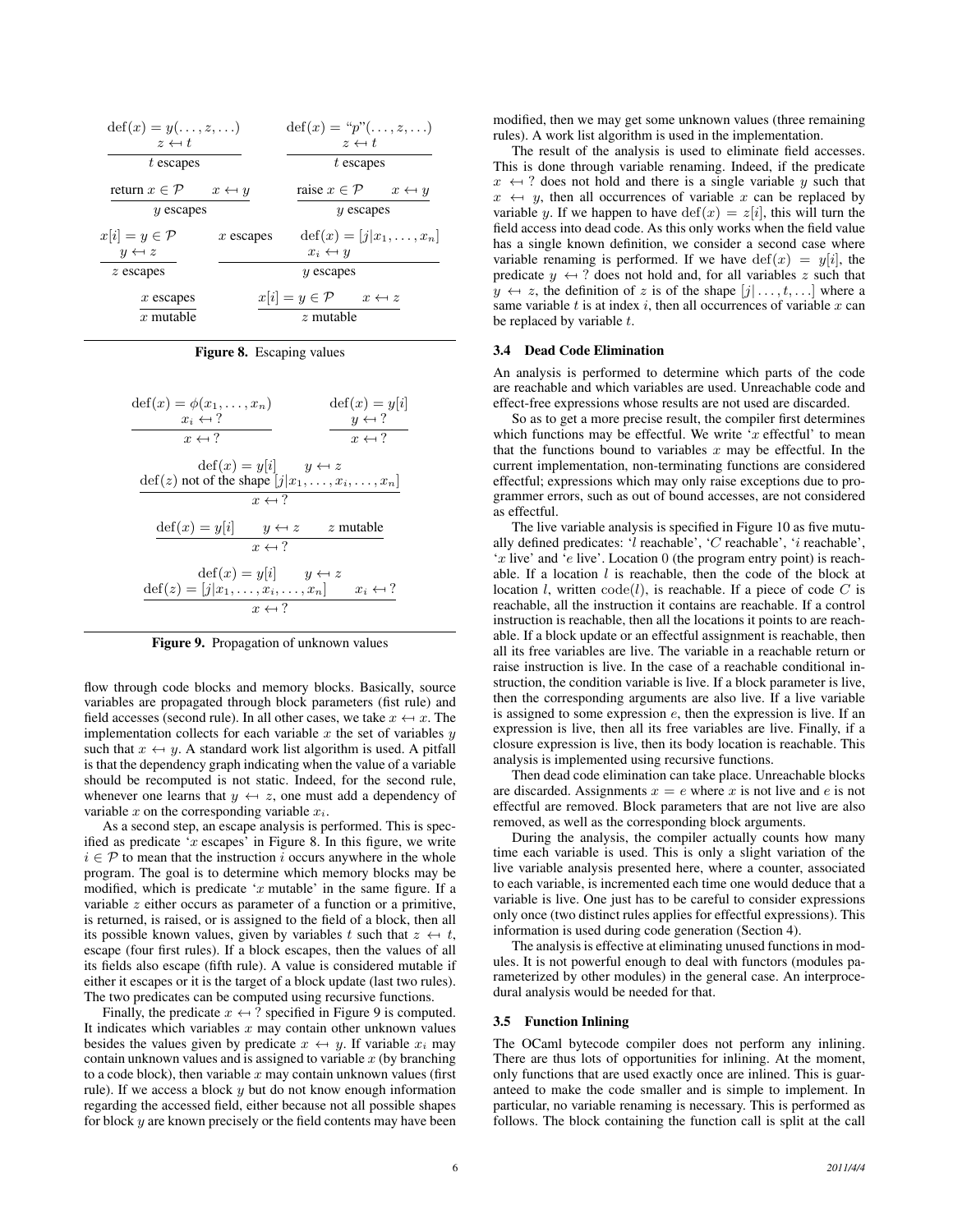$$\frac{\mathrm{def}(x) = y(\ldots, z, \ldots) \quad z \leftarrow\!\!\!\!\rightarrow t}{t \text{ escapes}} \qquad \frac{\mathrm{def}(x) = \text{“}p\text{”}(\ldots, z, \ldots) \quad z \leftarrow\!\!\!\!\rightarrow t}{t \text{ escapes}}$$

$$\frac{\text{return } x \in \mathcal{P} \quad x \leftarrow\!\!\!\!\rightarrow y}{y \text{ escapes}} \qquad \frac{\text{raise } x \in \mathcal{P} \quad x \leftarrow\!\!\!\!\rightarrow y}{y \text{ escapes}}$$

$$\frac{x[i] = y \in \mathcal{P} \quad y \leftarrow\!\!\!\!\rightarrow z}{z \text{ escapes}} \qquad \frac{x \text{ escapes} \quad \mathrm{def}(x) = [j|x_1, \ldots, x_n] \quad x_i \leftarrow\!\!\!\!\rightarrow y}{y \text{ escapes}}$$

$$\frac{x \text{ escapes}}{x \text{ mutable}} \qquad \frac{x[i] = y \in \mathcal{P} \quad x \leftarrow\!\!\!\!\rightarrow z}{z \text{ mutable}}$$

**Figure 8.** Escaping values

$$\frac{\mathrm{def}(x) = \phi(x_1, \ldots, x_n) \quad x_i \leftarrow\!\!\!\!\rightarrow ?}{x \leftarrow\!\!\!\!\rightarrow ?} \qquad \frac{\mathrm{def}(x) = y[i] \quad y \leftarrow\!\!\!\!\rightarrow ?}{x \leftarrow\!\!\!\!\rightarrow ?}$$

$$\frac{\mathrm{def}(x) = y[i] \quad y \leftarrow\!\!\!\!\rightarrow z \quad \mathrm{def}(z) \text{ not of the shape } [j|x_1, \ldots, x_i, \ldots, x_n]}{x \leftarrow\!\!\!\!\rightarrow ?}$$

$$\frac{\mathrm{def}(x) = y[i] \quad y \leftarrow\!\!\!\!\rightarrow z \quad z \text{ mutable}}{x \leftarrow\!\!\!\!\rightarrow ?}$$

$$\frac{\mathrm{def}(x) = y[i] \quad y \leftarrow\!\!\!\!\rightarrow z \quad \mathrm{def}(z) = [j|x_1, \ldots, x_i, \ldots, x_n] \quad x_i \leftarrow\!\!\!\!\rightarrow ?}{x \leftarrow\!\!\!\!\rightarrow ?}$$

**Figure 9.** Propagation of unknown values

flow through code blocks and memory blocks. Basically, source variables are propagated through block parameters (fist rule) and field accesses (second rule). In all other cases, we take $x \leftarrow\!\!\!\!\rightarrow x$. The implementation collects for each variable $x$ the set of variables $y$ such that $x \leftarrow\!\!\!\!\rightarrow y$. A standard work list algorithm is used. A pitfall is that the dependency graph indicating when the value of a variable should be recomputed is not static. Indeed, for the second rule, whenever one learns that $y \leftarrow\!\!\!\!\rightarrow z$, one must add a dependency of variable $x$ on the corresponding variable $x_i$.

As a second step, an escape analysis is performed. This is specified as predicate '$x$ escapes' in Figure 8. In this figure, we write $i \in \mathcal{P}$ to mean that the instruction $i$ occurs anywhere in the whole program. The goal is to determine which memory blocks may be modified, which is predicate '$x$ mutable' in the same figure. If a variable $z$ either occurs as parameter of a function or a primitive, is returned, is raised, or is assigned to the field of a block, then all its possible known values, given by variables $t$ such that $z \leftarrow\!\!\!\!\rightarrow t$, escape (four first rules). If a block escapes, then the values of all its fields also escape (fifth rule). A value is considered mutable if either it escapes or it is the target of a block update (last two rules). The two predicates can be computed using recursive functions.

Finally, the predicate $x \leftarrow\!\!\!\!\rightarrow ?$ specified in Figure 9 is computed. It indicates which variables $x$ may contain other unknown values besides the values given by predicate $x \leftarrow\!\!\!\!\rightarrow y$. If variable $x_i$ may contain unknown values and is assigned to variable $x$ (by branching to a code block), then variable $x$ may contain unknown values (first rule). If we access a block $y$ but do not know enough information regarding the accessed field, either because not all possible shapes for block $y$ are known precisely or the field contents may have been modified, then we may get some unknown values (three remaining rules). A work list algorithm is used in the implementation.

The result of the analysis is used to eliminate field accesses. This is done through variable renaming. Indeed, if the predicate $x \leftarrow\!\!\!\!\rightarrow ?$ does not hold and there is a single variable $y$ such that $x \leftarrow\!\!\!\!\rightarrow y$, then all occurrences of variable $x$ can be replaced by variable $y$. If we happen to have $\mathrm{def}(x) = z[i]$, this will turn the field access into dead code. As this only works when the field value has a single known definition, we consider a second case where variable renaming is performed. If we have $\mathrm{def}(x) = y[i]$, the predicate $y \leftarrow\!\!\!\!\rightarrow ?$ does not hold and, for all variables $z$ such that $y \leftarrow\!\!\!\!\rightarrow z$, the definition of $z$ is of the shape $[j| \ldots, t, \ldots]$ where a same variable $t$ is at index $i$, then all occurrences of variable $x$ can be replaced by variable $t$.

### 3.4 Dead Code Elimination

An analysis is performed to determine which parts of the code are reachable and which variables are used. Unreachable code and effect-free expressions whose results are not used are discarded.

So as to get a more precise result, the compiler first determines which functions may be effectful. We write '$x$ effectful' to mean that the functions bound to variables $x$ may be effectful. In the current implementation, non-terminating functions are considered effectful; expressions which may only raise exceptions due to programmer errors, such as out of bound accesses, are not considered as effectful.

The live variable analysis is specified in Figure 10 as five mutually defined predicates: '$l$ reachable', '$C$ reachable', '$i$ reachable', '$x$ live' and '$e$ live'. Location 0 (the program entry point) is reachable. If a location $l$ is reachable, then the code of the block at location $l$, written $\mathrm{code}(l)$, is reachable. If a piece of code $C$ is reachable, all the instruction it contains are reachable. If a control instruction is reachable, then all the locations it points to are reachable. If a block update or an effectful assignment is reachable, then all its free variables are live. The variable in a reachable return or raise instruction is live. In the case of a reachable conditional instruction, the condition variable is live. If a block parameter is live, then the corresponding arguments are also live. If a live variable is assigned to some expression $e$, then the expression is live. If an expression is live, then all its free variables are live. Finally, if a closure expression is live, then its body location is reachable. This analysis is implemented using recursive functions.

Then dead code elimination can take place. Unreachable blocks are discarded. Assignments $x = e$ where $x$ is not live and $e$ is not effectful are removed. Block parameters that are not live are also removed, as well as the corresponding block arguments.

During the analysis, the compiler actually counts how many time each variable is used. This is only a slight variation of the live variable analysis presented here, where a counter, associated to each variable, is incremented each time one would deduce that a variable is live. One just has to be careful to consider expressions only once (two distinct rules applies for effectful expressions). This information is used during code generation (Section 4).

The analysis is effective at eliminating unused functions in modules. It is not powerful enough to deal with functors (modules parameterized by other modules) in the general case. An interprocedural analysis would be needed for that.

### 3.5 Function Inlining

The OCaml bytecode compiler does not perform any inlining. There are thus lots of opportunities for inlining. At the moment, only functions that are used exactly once are inlined. This is guaranteed to make the code smaller and is simple to implement. In particular, no variable renaming is necessary. This is performed as follows. The block containing the function call is split at the call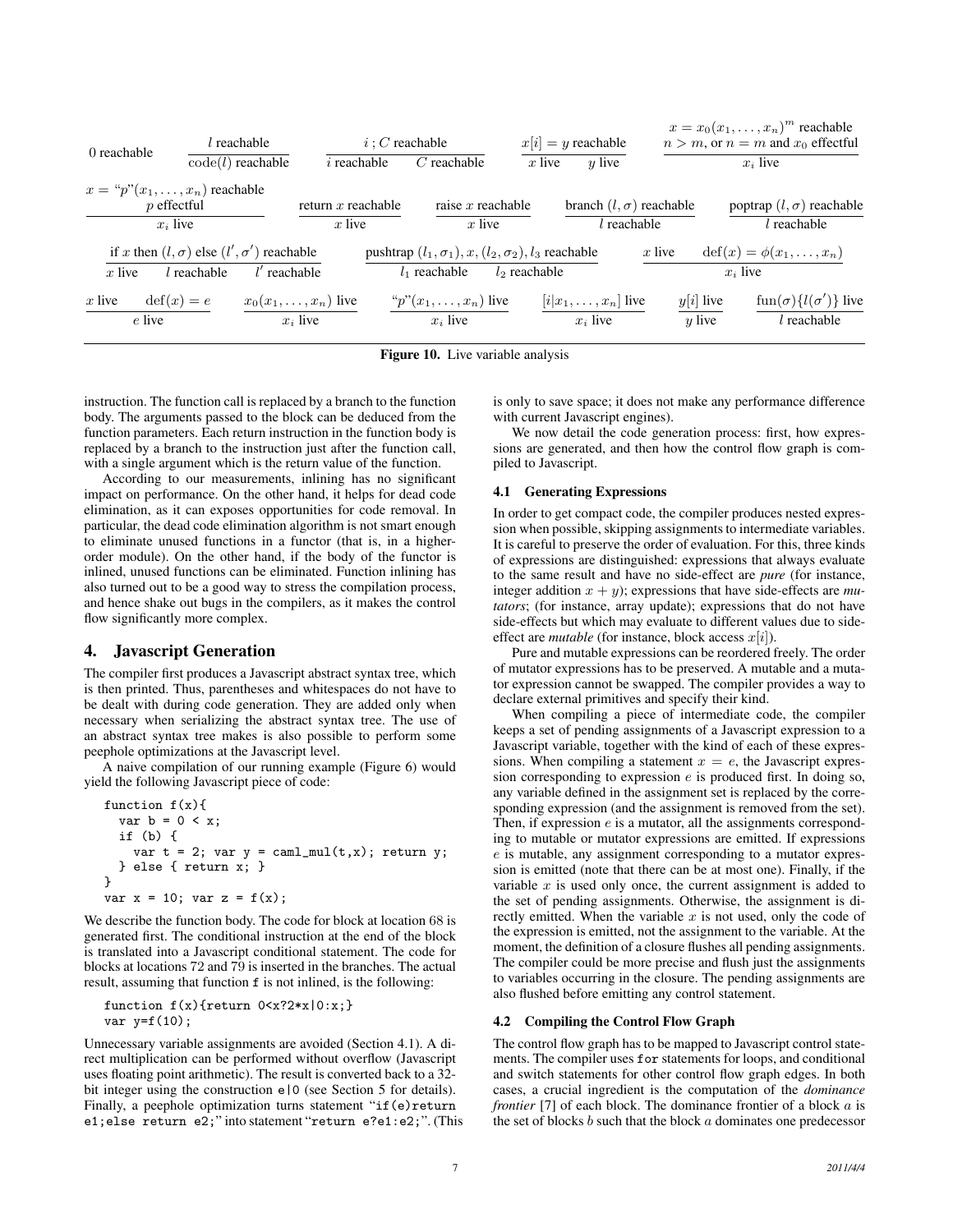$$\frac{}{0 \text{ reachable}} \qquad \frac{l \text{ reachable}}{\text{code}(l) \text{ reachable}} \qquad \frac{i\,;C \text{ reachable}}{i \text{ reachable} \quad C \text{ reachable}} \qquad \frac{x[i] = y \text{ reachable}}{x \text{ live} \quad y \text{ live}} \qquad \frac{x = x_0(x_1, \ldots, x_n)^m \text{ reachable} \quad n > m, \text{ or } n = m \text{ and } x_0 \text{ effectful}}{x_i \text{ live}}$$

$$\frac{x = \text{“}p\text{”}(x_1, \ldots, x_n) \text{ reachable} \quad p \text{ effectful}}{x_i \text{ live}} \qquad \frac{\text{return } x \text{ reachable}}{x \text{ live}} \qquad \frac{\text{raise } x \text{ reachable}}{x \text{ live}} \qquad \frac{\text{branch } (l, \sigma) \text{ reachable}}{l \text{ reachable}} \qquad \frac{\text{poptrap } (l, \sigma) \text{ reachable}}{l \text{ reachable}}$$

$$\frac{\text{if } x \text{ then } (l, \sigma) \text{ else } (l', \sigma') \text{ reachable}}{x \text{ live} \quad l \text{ reachable} \quad l' \text{ reachable}} \qquad \frac{\text{pushtrap } (l_1, \sigma_1), x, (l_2, \sigma_2), l_3 \text{ reachable}}{l_1 \text{ reachable} \quad l_2 \text{ reachable}} \qquad \frac{x \text{ live} \quad \text{def}(x) = \phi(x_1, \ldots, x_n)}{x_i \text{ live}}$$

$$\frac{x \text{ live} \quad \text{def}(x) = e}{e \text{ live}} \qquad \frac{x_0(x_1, \ldots, x_n) \text{ live}}{x_i \text{ live}} \qquad \frac{\text{“}p\text{”}(x_1, \ldots, x_n) \text{ live}}{x_i \text{ live}} \qquad \frac{[i|x_1, \ldots, x_n] \text{ live}}{x_i \text{ live}} \qquad \frac{y[i] \text{ live}}{y \text{ live}} \qquad \frac{\text{fun}(\sigma)\{l(\sigma')\} \text{ live}}{l \text{ reachable}}$$

**Figure 10.** Live variable analysis

instruction. The function call is replaced by a branch to the function body. The arguments passed to the block can be deduced from the function parameters. Each return instruction in the function body is replaced by a branch to the instruction just after the function call, with a single argument which is the return value of the function.

According to our measurements, inlining has no significant impact on performance. On the other hand, it helps for dead code elimination, as it can exposes opportunities for code removal. In particular, the dead code elimination algorithm is not smart enough to eliminate unused functions in a functor (that is, in a higher-order module). On the other hand, if the body of the functor is inlined, unused functions can be eliminated. Function inlining has also turned out to be a good way to stress the compilation process, and hence shake out bugs in the compilers, as it makes the control flow significantly more complex.

## 4. Javascript Generation

The compiler first produces a Javascript abstract syntax tree, which is then printed. Thus, parentheses and whitespaces do not have to be dealt with during code generation. They are added only when necessary when serializing the abstract syntax tree. The use of an abstract syntax tree makes is also possible to perform some peephole optimizations at the Javascript level.

A naive compilation of our running example (Figure 6) would yield the following Javascript piece of code:

```
function f(x){
  var b = 0 < x;
  if (b) {
    var t = 2; var y = caml_mul(t,x); return y;
  } else { return x; }
}
var x = 10; var z = f(x);
```

We describe the function body. The code for block at location 68 is generated first. The conditional instruction at the end of the block is translated into a Javascript conditional statement. The code for blocks at locations 72 and 79 is inserted in the branches. The actual result, assuming that function f is not inlined, is the following:

```
function f(x){return 0<x?2*x|0:x;}
var y=f(10);
```

Unnecessary variable assignments are avoided (Section 4.1). A direct multiplication can be performed without overflow (Javascript uses floating point arithmetic). The result is converted back to a 32-bit integer using the construction `e|0` (see Section 5 for details). Finally, a peephole optimization turns statement "`if(e)return e1;else return e2;`" into statement "`return e?e1:e2;`". (This is only to save space; it does not make any performance difference with current Javascript engines).

We now detail the code generation process: first, how expressions are generated, and then how the control flow graph is compiled to Javascript.

### 4.1 Generating Expressions

In order to get compact code, the compiler produces nested expression when possible, skipping assignments to intermediate variables. It is careful to preserve the order of evaluation. For this, three kinds of expressions are distinguished: expressions that always evaluate to the same result and have no side-effect are *pure* (for instance, integer addition $x + y$); expressions that have side-effects are *mutators*; (for instance, array update); expressions that do not have side-effects but which may evaluate to different values due to side-effect are *mutable* (for instance, block access $x[i]$).

Pure and mutable expressions can be reordered freely. The order of mutator expressions has to be preserved. A mutable and a mutator expression cannot be swapped. The compiler provides a way to declare external primitives and specify their kind.

When compiling a piece of intermediate code, the compiler keeps a set of pending assignments of a Javascript expression to a Javascript variable, together with the kind of each of these expressions. When compiling a statement $x = e$, the Javascript expression corresponding to expression $e$ is produced first. In doing so, any variable defined in the assignment set is replaced by the corresponding expression (and the assignment is removed from the set). Then, if expression $e$ is a mutator, all the assignments corresponding to mutable or mutator expressions are emitted. If expressions $e$ is mutable, any assignment corresponding to a mutator expression is emitted (note that there can be at most one). Finally, if the variable $x$ is used only once, the current assignment is added to the set of pending assignments. Otherwise, the assignment is directly emitted. When the variable $x$ is not used, only the code of the expression is emitted, not the assignment to the variable. At the moment, the definition of a closure flushes all pending assignments. The compiler could be more precise and flush just the assignments to variables occurring in the closure. The pending assignments are also flushed before emitting any control statement.

### 4.2 Compiling the Control Flow Graph

The control flow graph has to be mapped to Javascript control statements. The compiler uses `for` statements for loops, and conditional and switch statements for other control flow graph edges. In both cases, a crucial ingredient is the computation of the *dominance frontier* [7] of each block. The dominance frontier of a block $a$ is the set of blocks $b$ such that the block $a$ dominates one predecessor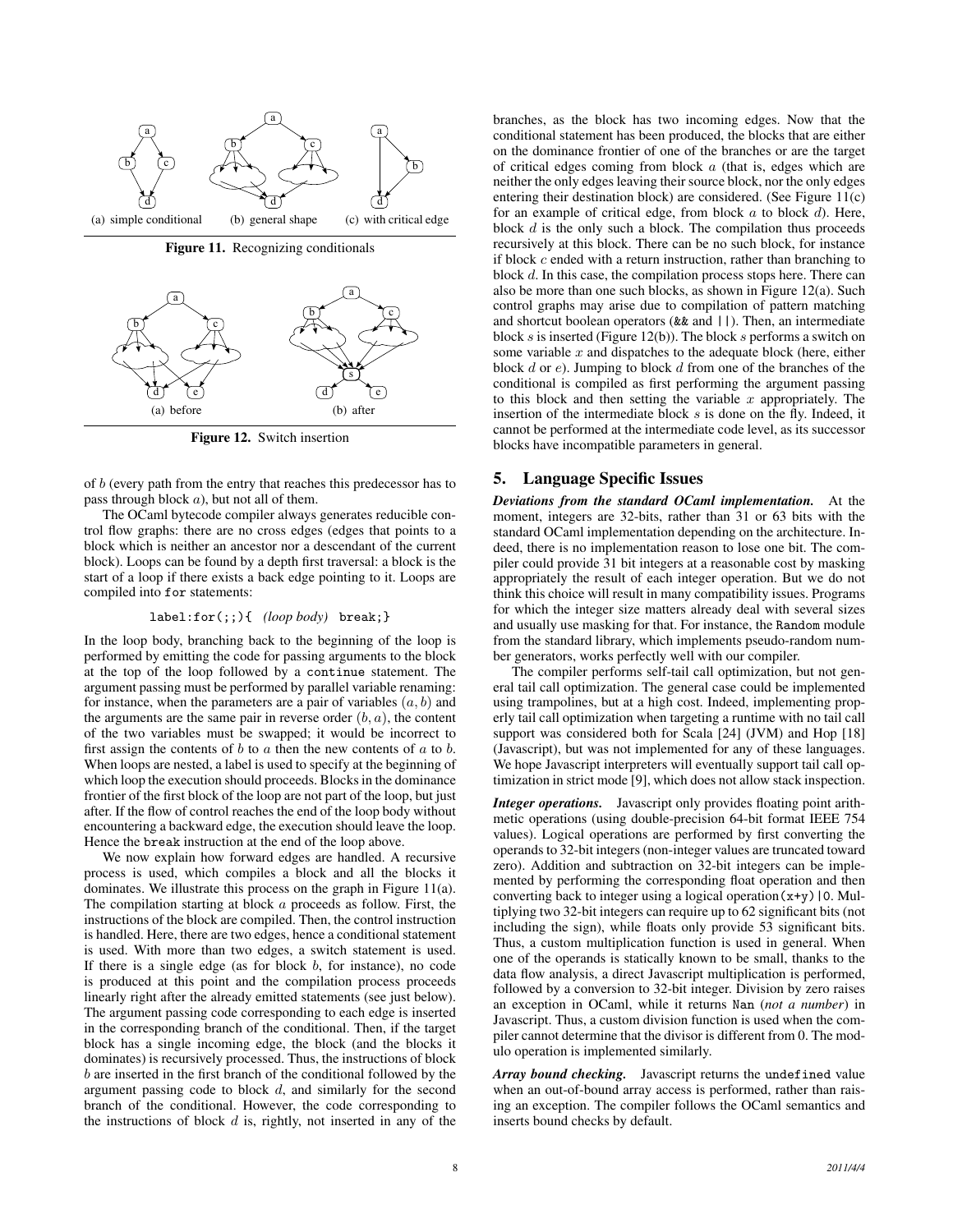(a) simple conditional (b) general shape (c) with critical edge

**Figure 11.** Recognizing conditionals

(a) before (b) after

**Figure 12.** Switch insertion

of $b$ (every path from the entry that reaches this predecessor has to pass through block $a$), but not all of them.

The OCaml bytecode compiler always generates reducible control flow graphs: there are no cross edges (edges that points to a block which is neither an ancestor nor a descendant of the current block). Loops can be found by a depth first traversal: a block is the start of a loop if there exists a back edge pointing to it. Loops are compiled into `for` statements:

```
label:for(;;){ (loop body) break;}
```

In the loop body, branching back to the beginning of the loop is performed by emitting the code for passing arguments to the block at the top of the loop followed by a `continue` statement. The argument passing must be performed by parallel variable renaming: for instance, when the parameters are a pair of variables $(a, b)$ and the arguments are the same pair in reverse order $(b, a)$, the content of the two variables must be swapped; it would be incorrect to first assign the contents of $b$ to $a$ then the new contents of $a$ to $b$. When loops are nested, a label is used to specify at the beginning of which loop the execution should proceeds. Blocks in the dominance frontier of the first block of the loop are not part of the loop, but just after. If the flow of control reaches the end of the loop body without encountering a backward edge, the execution should leave the loop. Hence the `break` instruction at the end of the loop above.

We now explain how forward edges are handled. A recursive process is used, which compiles a block and all the blocks it dominates. We illustrate this process on the graph in Figure 11(a). The compilation starting at block $a$ proceeds as follow. First, the instructions of the block are compiled. Then, the control instruction is handled. Here, there are two edges, hence a conditional statement is used. With more than two edges, a switch statement is used. If there is a single edge (as for block $b$, for instance), no code is produced at this point and the compilation process proceeds linearly right after the already emitted statements (see just below). The argument passing code corresponding to each edge is inserted in the corresponding branch of the conditional. Then, if the target block has a single incoming edge, the block (and the blocks it dominates) is recursively processed. Thus, the instructions of block $b$ are inserted in the first branch of the conditional followed by the argument passing code to block $d$, and similarly for the second branch of the conditional. However, the code corresponding to the instructions of block $d$ is, rightly, not inserted in any of the branches, as the block has two incoming edges. Now that the conditional statement has been produced, the blocks that are either on the dominance frontier of one of the branches or are the target of critical edges coming from block $a$ (that is, edges which are neither the only edges leaving their source block, nor the only edges entering their destination block) are considered. (See Figure 11(c) for an example of critical edge, from block $a$ to block $d$). Here, block $d$ is the only such a block. The compilation thus proceeds recursively at this block. There can be no such block, for instance if block $c$ ended with a return instruction, rather than branching to block $d$. In this case, the compilation process stops here. There can also be more than one such blocks, as shown in Figure 12(a). Such control graphs may arise due to compilation of pattern matching and shortcut boolean operators (`&&` and `||`). Then, an intermediate block $s$ is inserted (Figure 12(b)). The block $s$ performs a switch on some variable $x$ and dispatches to the adequate block (here, either block $d$ or $e$). Jumping to block $d$ from one of the branches of the conditional is compiled as first performing the argument passing to this block and then setting the variable $x$ appropriately. The insertion of the intermediate block $s$ is done on the fly. Indeed, it cannot be performed at the intermediate code level, as its successor blocks have incompatible parameters in general.

## 5. Language Specific Issues

***Deviations from the standard OCaml implementation.*** At the moment, integers are 32-bits, rather than 31 or 63 bits with the standard OCaml implementation depending on the architecture. Indeed, there is no implementation reason to lose one bit. The compiler could provide 31 bit integers at a reasonable cost by masking appropriately the result of each integer operation. But we do not think this choice will result in many compatibility issues. Programs for which the integer size matters already deal with several sizes and usually use masking for that. For instance, the `Random` module from the standard library, which implements pseudo-random number generators, works perfectly well with our compiler.

The compiler performs self-tail call optimization, but not general tail call optimization. The general case could be implemented using trampolines, but at a high cost. Indeed, implementing properly tail call optimization when targeting a runtime with no tail call support was considered both for Scala [24] (JVM) and Hop [18] (Javascript), but was not implemented for any of these languages. We hope Javascript interpreters will eventually support tail call optimization in strict mode [9], which does not allow stack inspection.

***Integer operations.*** Javascript only provides floating point arithmetic operations (using double-precision 64-bit format IEEE 754 values). Logical operations are performed by first converting the operands to 32-bit integers (non-integer values are truncated toward zero). Addition and subtraction on 32-bit integers can be implemented by performing the corresponding float operation and then converting back to integer using a logical operation `(x+y)|0`. Multiplying two 32-bit integers can require up to 62 significant bits (not including the sign), while floats only provide 53 significant bits. Thus, a custom multiplication function is used in general. When one of the operands is statically known to be small, thanks to the data flow analysis, a direct Javascript multiplication is performed, followed by a conversion to 32-bit integer. Division by zero raises an exception in OCaml, while it returns `Nan` (*not a number*) in Javascript. Thus, a custom division function is used when the compiler cannot determine that the divisor is different from 0. The modulo operation is implemented similarly.

***Array bound checking.*** Javascript returns the `undefined` value when an out-of-bound array access is performed, rather than raising an exception. The compiler follows the OCaml semantics and inserts bound checks by default.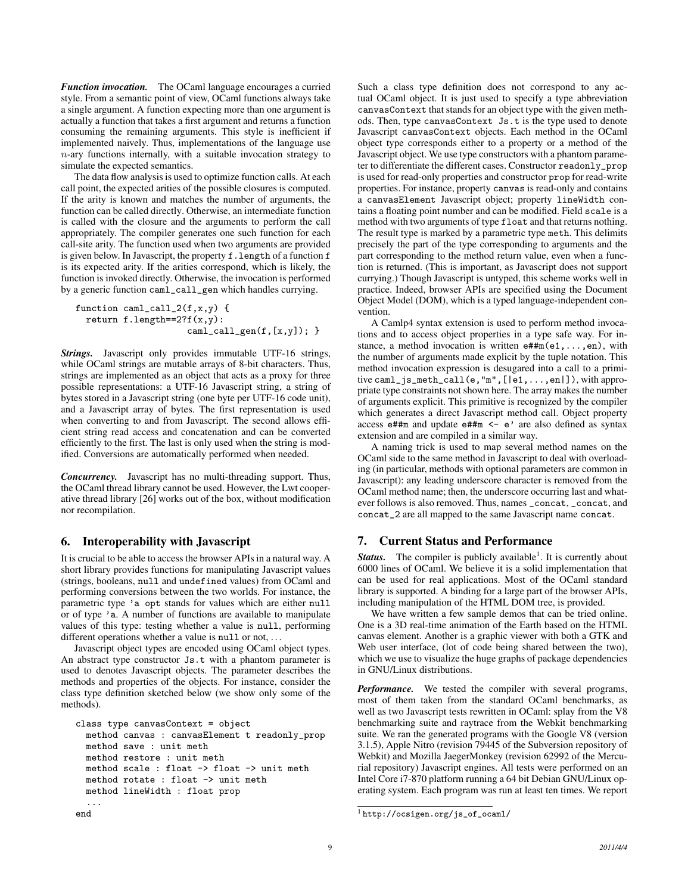***Function invocation.*** The OCaml language encourages a curried style. From a semantic point of view, OCaml functions always take a single argument. A function expecting more than one argument is actually a function that takes a first argument and returns a function consuming the remaining arguments. This style is inefficient if implemented naively. Thus, implementations of the language use $n$-ary functions internally, with a suitable invocation strategy to simulate the expected semantics.

The data flow analysis is used to optimize function calls. At each call point, the expected arities of the possible closures is computed. If the arity is known and matches the number of arguments, the function can be called directly. Otherwise, an intermediate function is called with the closure and the arguments to perform the call appropriately. The compiler generates one such function for each call-site arity. The function used when two arguments are provided is given below. In Javascript, the property `f.length` of a function `f` is its expected arity. If the arities correspond, which is likely, the function is invoked directly. Otherwise, the invocation is performed by a generic function `caml_call_gen` which handles currying.

```
function caml_call_2(f,x,y) {
  return f.length==2?f(x,y):
                     caml_call_gen(f,[x,y]); }
```

***Strings.*** Javascript only provides immutable UTF-16 strings, while OCaml strings are mutable arrays of 8-bit characters. Thus, strings are implemented as an object that acts as a proxy for three possible representations: a UTF-16 Javascript string, a string of bytes stored in a Javascript string (one byte per UTF-16 code unit), and a Javascript array of bytes. The first representation is used when converting to and from Javascript. The second allows efficient string read access and concatenation and can be converted efficiently to the first. The last is only used when the string is modified. Conversions are automatically performed when needed.

***Concurrency.*** Javascript has no multi-threading support. Thus, the OCaml thread library cannot be used. However, the Lwt cooperative thread library [26] works out of the box, without modification nor recompilation.

## 6. Interoperability with Javascript

It is crucial to be able to access the browser APIs in a natural way. A short library provides functions for manipulating Javascript values (strings, booleans, `null` and `undefined` values) from OCaml and performing conversions between the two worlds. For instance, the parametric type `'a opt` stands for values which are either `null` or of type `'a`. A number of functions are available to manipulate values of this type: testing whether a value is `null`, performing different operations whether a value is `null` or not, ...

Javascript object types are encoded using OCaml object types. An abstract type constructor `Js.t` with a phantom parameter is used to denotes Javascript objects. The parameter describes the methods and properties of the objects. For instance, consider the class type definition sketched below (we show only some of the methods).

```
class type canvasContext = object
  method canvas : canvasElement t readonly_prop
  method save : unit meth
  method restore : unit meth
  method scale : float -> float -> unit meth
  method rotate : float -> unit meth
  method lineWidth : float prop
  ...
end
```

Such a class type definition does not correspond to any actual OCaml object. It is just used to specify a type abbreviation `canvasContext` that stands for an object type with the given methods. Then, type `canvasContext Js.t` is the type used to denote Javascript `canvasContext` objects. Each method in the OCaml object type corresponds either to a property or a method of the Javascript object. We use type constructors with a phantom parameter to differentiate the different cases. Constructor `readonly_prop` is used for read-only properties and constructor `prop` for read-write properties. For instance, property `canvas` is read-only and contains a `canvasElement` Javascript object; property `lineWidth` contains a floating point number and can be modified. Field `scale` is a method with two arguments of type `float` and that returns nothing. The result type is marked by a parametric type `meth`. This delimits precisely the part of the type corresponding to arguments and the part corresponding to the method return value, even when a function is returned. (This is important, as Javascript does not support currying.) Though Javascript is untyped, this scheme works well in practice. Indeed, browser APIs are specified using the Document Object Model (DOM), which is a typed language-independent convention.

A Camlp4 syntax extension is used to perform method invocations and to access object properties in a type safe way. For instance, a method invocation is written `e##m(e1,...,en)`, with the number of arguments made explicit by the tuple notation. This method invocation expression is desugared into a call to a primitive `caml_js_meth_call(e,"m",[|e1,...,en|])`, with appropriate type constraints not shown here. The array makes the number of arguments explicit. This primitive is recognized by the compiler which generates a direct Javascript method call. Object property access `e##m` and update `e##m <- e'` are also defined as syntax extension and are compiled in a similar way.

A naming trick is used to map several method names on the OCaml side to the same method in Javascript to deal with overloading (in particular, methods with optional parameters are common in Javascript): any leading underscore character is removed from the OCaml method name; then, the underscore occurring last and whatever follows is also removed. Thus, names `_concat`, `_concat`, and `concat_2` are all mapped to the same Javascript name `concat`.

## 7. Current Status and Performance

***Status.*** The compiler is publicly available[1]. It is currently about 6000 lines of OCaml. We believe it is a solid implementation that can be used for real applications. Most of the OCaml standard library is supported. A binding for a large part of the browser APIs, including manipulation of the HTML DOM tree, is provided.

We have written a few sample demos that can be tried online. One is a 3D real-time animation of the Earth based on the HTML canvas element. Another is a graphic viewer with both a GTK and Web user interface, (lot of code being shared between the two), which we use to visualize the huge graphs of package dependencies in GNU/Linux distributions.

***Performance.*** We tested the compiler with several programs, most of them taken from the standard OCaml benchmarks, as well as two Javascript tests rewritten in OCaml: splay from the V8 benchmarking suite and raytrace from the Webkit benchmarking suite. We ran the generated programs with the Google V8 (version 3.1.5), Apple Nitro (revision 79445 of the Subversion repository of Webkit) and Mozilla JaegerMonkey (revision 62992 of the Mercurial repository) Javascript engines. All tests were performed on an Intel Core i7-870 platform running a 64 bit Debian GNU/Linux operating system. Each program was run at least ten times. We report

[1] `http://ocsigen.org/js_of_ocaml/`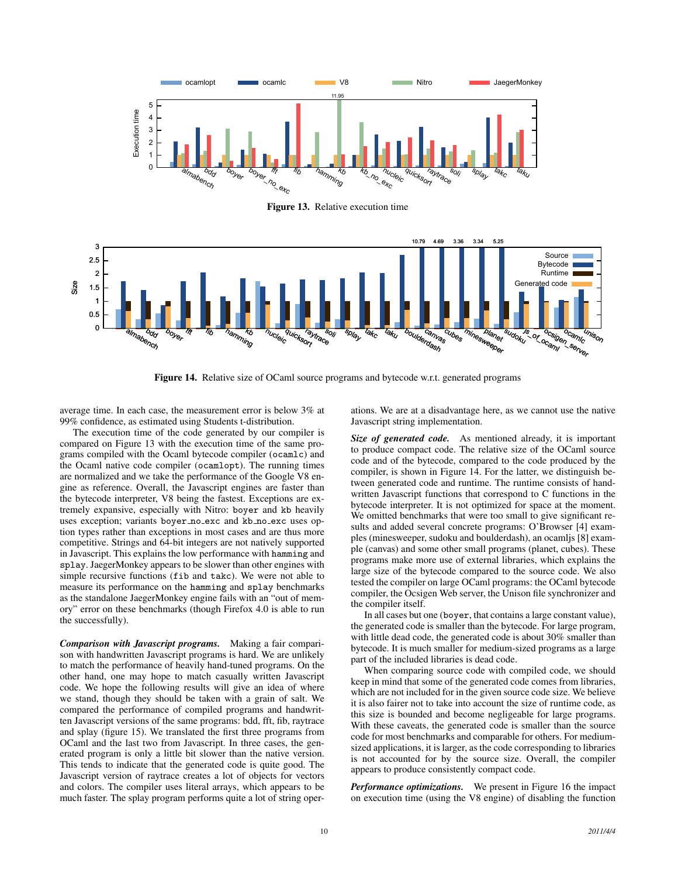Figure 13. Relative execution time

Figure 14. Relative size of OCaml source programs and bytecode w.r.t. generated programs

average time. In each case, the measurement error is below 3% at 99% confidence, as estimated using Students t-distribution.

The execution time of the code generated by our compiler is compared on Figure 13 with the execution time of the same programs compiled with the Ocaml bytecode compiler (`ocamlc`) and the Ocaml native code compiler (`ocamlopt`). The running times are normalized and we take the performance of the Google V8 engine as reference. Overall, the Javascript engines are faster than the bytecode interpreter, V8 being the fastest. Exceptions are extremely expansive, especially with Nitro: `boyer` and `kb` heavily uses exception; variants `boyer_no_exc` and `kb_no_exc` uses option types rather than exceptions in most cases and are thus more competitive. Strings and 64-bit integers are not natively supported in Javascript. This explains the low performance with `hamming` and `splay`. JaegerMonkey appears to be slower than other engines with simple recursive functions (`fib` and `takc`). We were not able to measure its performance on the `hamming` and `splay` benchmarks as the standalone JaegerMonkey engine fails with an "out of memory" error on these benchmarks (though Firefox 4.0 is able to run the successfully).

***Comparison with Javascript programs.*** Making a fair comparison with handwritten Javascript programs is hard. We are unlikely to match the performance of heavily hand-tuned programs. On the other hand, one may hope to match casually written Javascript code. We hope the following results will give an idea of where we stand, though they should be taken with a grain of salt. We compared the performance of compiled programs and handwritten Javascript versions of the same programs: bdd, fft, fib, raytrace and splay (figure 15). We translated the first three programs from OCaml and the last two from Javascript. In three cases, the generated program is only a little bit slower than the native version. This tends to indicate that the generated code is quite good. The Javascript version of raytrace creates a lot of objects for vectors and colors. The compiler uses literal arrays, which appears to be much faster. The splay program performs quite a lot of string operations. We are at a disadvantage here, as we cannot use the native Javascript string implementation.

***Size of generated code.*** As mentioned already, it is important to produce compact code. The relative size of the OCaml source code and of the bytecode, compared to the code produced by the compiler, is shown in Figure 14. For the latter, we distinguish between generated code and runtime. The runtime consists of handwritten Javascript functions that correspond to C functions in the bytecode interpreter. It is not optimized for space at the moment. We omitted benchmarks that were too small to give significant results and added several concrete programs: O'Browser [4] examples (minesweeper, sudoku and boulderdash), an ocamljs [8] example (canvas) and some other small programs (planet, cubes). These programs make more use of external libraries, which explains the large size of the bytecode compared to the source code. We also tested the compiler on large OCaml programs: the OCaml bytecode compiler, the Ocsigen Web server, the Unison file synchronizer and the compiler itself.

In all cases but one (`boyer`, that contains a large constant value), the generated code is smaller than the bytecode. For large program, with little dead code, the generated code is about 30% smaller than bytecode. It is much smaller for medium-sized programs as a large part of the included libraries is dead code.

When comparing source code with compiled code, we should keep in mind that some of the generated code comes from libraries, which are not included for in the given source code size. We believe it is also fairer not to take into account the size of runtime code, as this size is bounded and become negligeable for large programs. With these caveats, the generated code is smaller than the source code for most benchmarks and comparable for others. For medium-sized applications, it is larger, as the code corresponding to libraries is not accounted for by the source size. Overall, the compiler appears to produce consistently compact code.

***Performance optimizations.*** We present in Figure 16 the impact on execution time (using the V8 engine) of disabling the function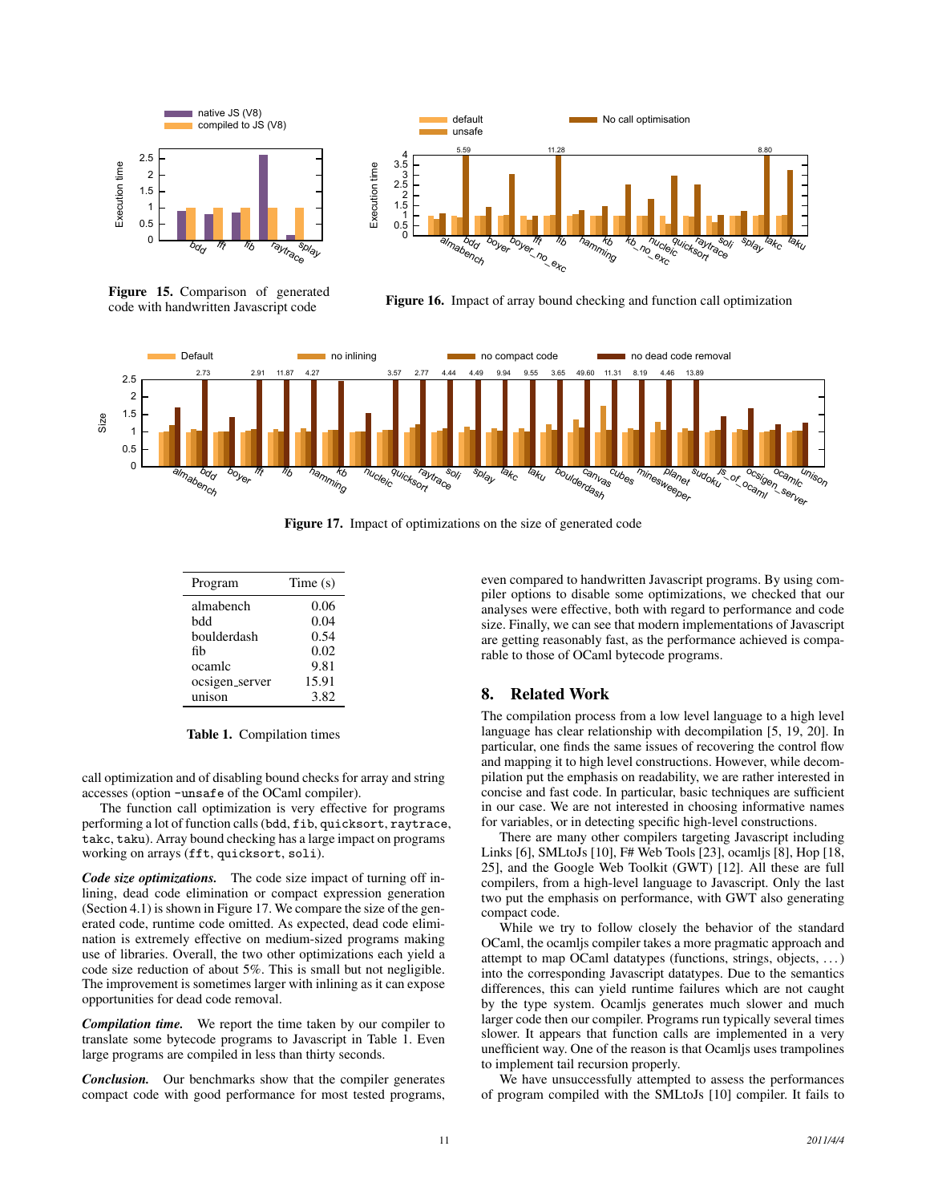**Figure 15.** Comparison of generated code with handwritten Javascript code

**Figure 16.** Impact of array bound checking and function call optimization

**Figure 17.** Impact of optimizations on the size of generated code

| Program | Time (s) |
|---|---|
| almabench | 0.06 |
| bdd | 0.04 |
| boulderdash | 0.54 |
| fib | 0.02 |
| ocamlc | 9.81 |
| ocsigen_server | 15.91 |
| unison | 3.82 |

**Table 1.** Compilation times

call optimization and of disabling bound checks for array and string accesses (option `-unsafe` of the OCaml compiler).

The function call optimization is very effective for programs performing a lot of function calls (`bdd`, `fib`, `quicksort`, `raytrace`, `takc`, `taku`). Array bound checking has a large impact on programs working on arrays (`fft`, `quicksort`, `soli`).

***Code size optimizations.*** The code size impact of turning off inlining, dead code elimination or compact expression generation (Section 4.1) is shown in Figure 17. We compare the size of the generated code, runtime code omitted. As expected, dead code elimination is extremely effective on medium-sized programs making use of libraries. Overall, the two other optimizations each yield a code size reduction of about 5%. This is small but not negligible. The improvement is sometimes larger with inlining as it can expose opportunities for dead code removal.

***Compilation time.*** We report the time taken by our compiler to translate some bytecode programs to Javascript in Table 1. Even large programs are compiled in less than thirty seconds.

***Conclusion.*** Our benchmarks show that the compiler generates compact code with good performance for most tested programs, even compared to handwritten Javascript programs. By using compiler options to disable some optimizations, we checked that our analyses were effective, both with regard to performance and code size. Finally, we can see that modern implementations of Javascript are getting reasonably fast, as the performance achieved is comparable to those of OCaml bytecode programs.

## 8. Related Work

The compilation process from a low level language to a high level language has clear relationship with decompilation [5, 19, 20]. In particular, one finds the same issues of recovering the control flow and mapping it to high level constructions. However, while decompilation put the emphasis on readability, we are rather interested in concise and fast code. In particular, basic techniques are sufficient in our case. We are not interested in choosing informative names for variables, or in detecting specific high-level constructions.

There are many other compilers targeting Javascript including Links [6], SMLtoJs [10], F# Web Tools [23], ocamljs [8], Hop [18, 25], and the Google Web Toolkit (GWT) [12]. All these are full compilers, from a high-level language to Javascript. Only the last two put the emphasis on performance, with GWT also generating compact code.

While we try to follow closely the behavior of the standard OCaml, the ocamljs compiler takes a more pragmatic approach and attempt to map OCaml datatypes (functions, strings, objects, ...) into the corresponding Javascript datatypes. Due to the semantics differences, this can yield runtime failures which are not caught by the type system. Ocamljs generates much slower and much larger code then our compiler. Programs run typically several times slower. It appears that function calls are implemented in a very unefficient way. One of the reason is that Ocamljs uses trampolines to implement tail recursion properly.

We have unsuccessfully attempted to assess the performances of program compiled with the SMLtoJs [10] compiler. It fails to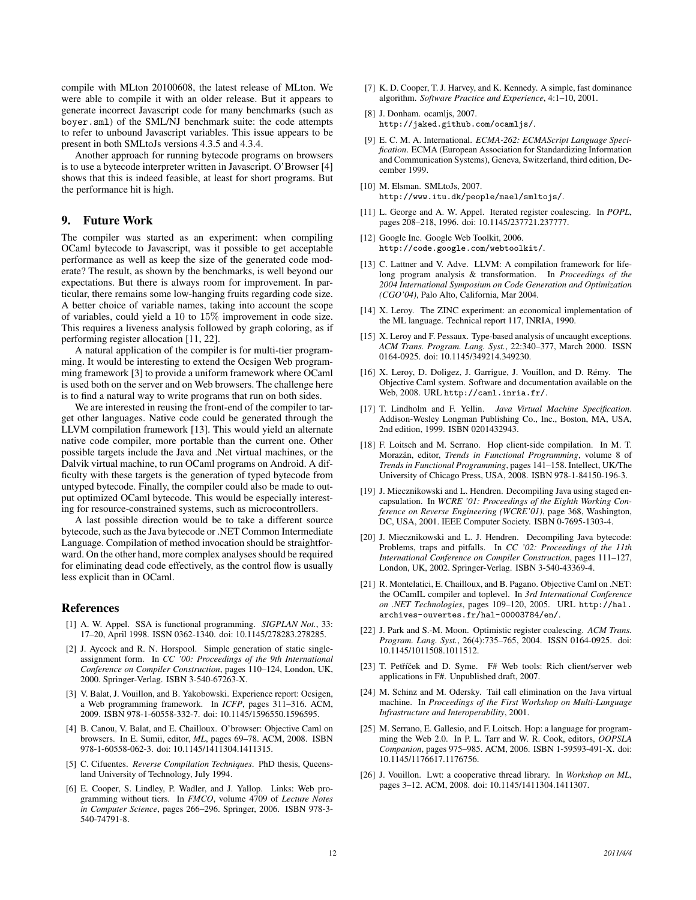compile with MLton 20100608, the latest release of MLton. We were able to compile it with an older release. But it appears to generate incorrect Javascript code for many benchmarks (such as `boyer.sml`) of the SML/NJ benchmark suite: the code attempts to refer to unbound Javascript variables. This issue appears to be present in both SMLtoJs versions 4.3.5 and 4.3.4.

Another approach for running bytecode programs on browsers is to use a bytecode interpreter written in Javascript. O'Browser [4] shows that this is indeed feasible, at least for short programs. But the performance hit is high.

## 9. Future Work

The compiler was started as an experiment: when compiling OCaml bytecode to Javascript, was it possible to get acceptable performance as well as keep the size of the generated code moderate? The result, as shown by the benchmarks, is well beyond our expectations. But there is always room for improvement. In particular, there remains some low-hanging fruits regarding code size. A better choice of variable names, taking into account the scope of variables, could yield a 10 to 15% improvement in code size. This requires a liveness analysis followed by graph coloring, as if performing register allocation [11, 22].

A natural application of the compiler is for multi-tier programming. It would be interesting to extend the Ocsigen Web programming framework [3] to provide a uniform framework where OCaml is used both on the server and on Web browsers. The challenge here is to find a natural way to write programs that run on both sides.

We are interested in reusing the front-end of the compiler to target other languages. Native code could be generated through the LLVM compilation framework [13]. This would yield an alternate native code compiler, more portable than the current one. Other possible targets include the Java and .Net virtual machines, or the Dalvik virtual machine, to run OCaml programs on Android. A difficulty with these targets is the generation of typed bytecode from untyped bytecode. Finally, the compiler could also be made to output optimized OCaml bytecode. This would be especially interesting for resource-constrained systems, such as microcontrollers.

A last possible direction would be to take a different source bytecode, such as the Java bytecode or .NET Common Intermediate Language. Compilation of method invocation should be straightforward. On the other hand, more complex analyses should be required for eliminating dead code effectively, as the control flow is usually less explicit than in OCaml.

## References

[1] A. W. Appel. SSA is functional programming. *SIGPLAN Not.*, 33: 17–20, April 1998. ISSN 0362-1340. doi: 10.1145/278283.278285.

[2] J. Aycock and R. N. Horspool. Simple generation of static single-assignment form. In *CC '00: Proceedings of the 9th International Conference on Compiler Construction*, pages 110–124, London, UK, 2000. Springer-Verlag. ISBN 3-540-67263-X.

[3] V. Balat, J. Vouillon, and B. Yakobowski. Experience report: Ocsigen, a Web programming framework. In *ICFP*, pages 311–316. ACM, 2009. ISBN 978-1-60558-332-7. doi: 10.1145/1596550.1596595.

[4] B. Canou, V. Balat, and E. Chailloux. O'browser: Objective Caml on browsers. In E. Sumii, editor, *ML*, pages 69–78. ACM, 2008. ISBN 978-1-60558-062-3. doi: 10.1145/1411304.1411315.

[5] C. Cifuentes. *Reverse Compilation Techniques*. PhD thesis, Queensland University of Technology, July 1994.

[6] E. Cooper, S. Lindley, P. Wadler, and J. Yallop. Links: Web programming without tiers. In *FMCO*, volume 4709 of *Lecture Notes in Computer Science*, pages 266–296. Springer, 2006. ISBN 978-3-540-74791-8.

[7] K. D. Cooper, T. J. Harvey, and K. Kennedy. A simple, fast dominance algorithm. *Software Practice and Experience*, 4:1–10, 2001.

[8] J. Donham. ocamljs, 2007. `http://jaked.github.com/ocamljs/`.

[9] E. C. M. A. International. *ECMA-262: ECMAScript Language Specification*. ECMA (European Association for Standardizing Information and Communication Systems), Geneva, Switzerland, third edition, December 1999.

[10] M. Elsman. SMLtoJs, 2007. `http://www.itu.dk/people/mael/smltojs/`.

[11] L. George and A. W. Appel. Iterated register coalescing. In *POPL*, pages 208–218, 1996. doi: 10.1145/237721.237777.

[12] Google Inc. Google Web Toolkit, 2006. `http://code.google.com/webtoolkit/`.

[13] C. Lattner and V. Adve. LLVM: A compilation framework for lifelong program analysis & transformation. In *Proceedings of the 2004 International Symposium on Code Generation and Optimization (CGO'04)*, Palo Alto, California, Mar 2004.

[14] X. Leroy. The ZINC experiment: an economical implementation of the ML language. Technical report 117, INRIA, 1990.

[15] X. Leroy and F. Pessaux. Type-based analysis of uncaught exceptions. *ACM Trans. Program. Lang. Syst.*, 22:340–377, March 2000. ISSN 0164-0925. doi: 10.1145/349214.349230.

[16] X. Leroy, D. Doligez, J. Garrigue, J. Vouillon, and D. Rémy. The Objective Caml system. Software and documentation available on the Web, 2008. URL `http://caml.inria.fr/`.

[17] T. Lindholm and F. Yellin. *Java Virtual Machine Specification*. Addison-Wesley Longman Publishing Co., Inc., Boston, MA, USA, 2nd edition, 1999. ISBN 0201432943.

[18] F. Loitsch and M. Serrano. Hop client-side compilation. In M. T. Morazán, editor, *Trends in Functional Programming*, volume 8 of *Trends in Functional Programming*, pages 141–158. Intellect, UK/The University of Chicago Press, USA, 2008. ISBN 978-1-84150-196-3.

[19] J. Miecznikowski and L. Hendren. Decompiling Java using staged encapsulation. In *WCRE '01: Proceedings of the Eighth Working Conference on Reverse Engineering (WCRE'01)*, page 368, Washington, DC, USA, 2001. IEEE Computer Society. ISBN 0-7695-1303-4.

[20] J. Miecznikowski and L. J. Hendren. Decompiling Java bytecode: Problems, traps and pitfalls. In *CC '02: Proceedings of the 11th International Conference on Compiler Construction*, pages 111–127, London, UK, 2002. Springer-Verlag. ISBN 3-540-43369-4.

[21] R. Montelatici, E. Chailloux, and B. Pagano. Objective Caml on .NET: the OCamIL compiler and toplevel. In *3rd International Conference on .NET Technologies*, pages 109–120, 2005. URL `http://hal.archives-ouvertes.fr/hal-00003784/en/`.

[22] J. Park and S.-M. Moon. Optimistic register coalescing. *ACM Trans. Program. Lang. Syst.*, 26(4):735–765, 2004. ISSN 0164-0925. doi: 10.1145/1011508.1011512.

[23] T. Petříček and D. Syme. F# Web tools: Rich client/server web applications in F#. Unpublished draft, 2007.

[24] M. Schinz and M. Odersky. Tail call elimination on the Java virtual machine. In *Proceedings of the First Workshop on Multi-Language Infrastructure and Interoperability*, 2001.

[25] M. Serrano, E. Gallesio, and F. Loitsch. Hop: a language for programming the Web 2.0. In P. L. Tarr and W. R. Cook, editors, *OOPSLA Companion*, pages 975–985. ACM, 2006. ISBN 1-59593-491-X. doi: 10.1145/1176617.1176756.

[26] J. Vouillon. Lwt: a cooperative thread library. In *Workshop on ML*, pages 3–12. ACM, 2008. doi: 10.1145/1411304.1411307.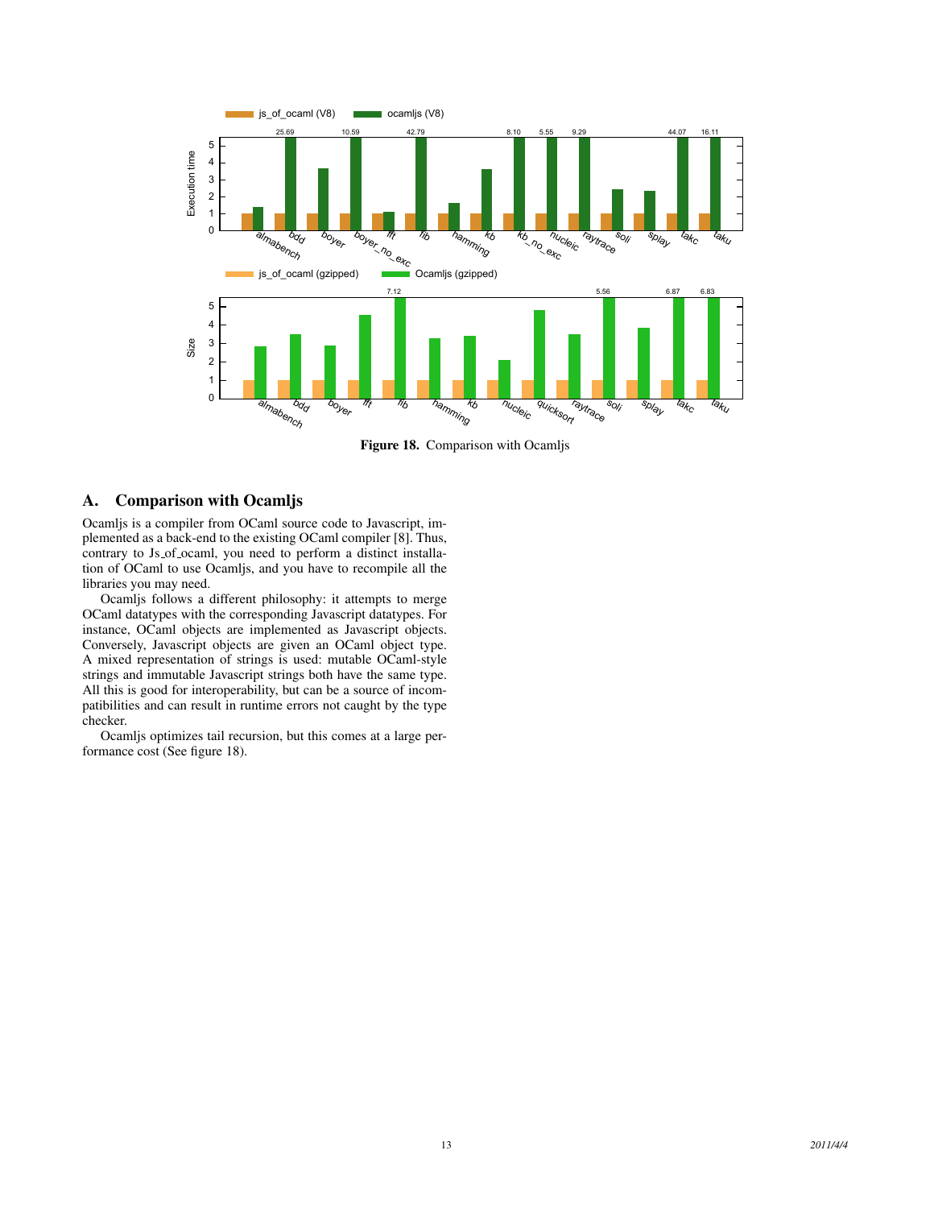js_of_ocaml (V8)
ocamljs (V8)

Execution time

0 1 2 3 4 5

25.69 10.59 42.79 8.10 5.55 9.29 44.07 16.11

almabench bdd boyer boyer_no_exc fft fib hamming kb kb_no_exc nucleic raytrace soli splay takc taku

js_of_ocaml (gzipped)
Ocamljs (gzipped)

Size

0 1 2 3 4 5

7.12 5.56 6.87 6.83

almabench bdd boyer fft fib hamming kb nucleic quicksort raytrace soli splay takc taku

**Figure 18.** Comparison with Ocamljs

## A. Comparison with Ocamljs

Ocamljs is a compiler from OCaml source code to Javascript, implemented as a back-end to the existing OCaml compiler [8]. Thus, contrary to Js_of_ocaml, you need to perform a distinct installation of OCaml to use Ocamljs, and you have to recompile all the libraries you may need.

Ocamljs follows a different philosophy: it attempts to merge OCaml datatypes with the corresponding Javascript datatypes. For instance, OCaml objects are implemented as Javascript objects. Conversely, Javascript objects are given an OCaml object type. A mixed representation of strings is used: mutable OCaml-style strings and immutable Javascript strings both have the same type. All this is good for interoperability, but can be a source of incompatibilities and can result in runtime errors not caught by the type checker.

Ocamljs optimizes tail recursion, but this comes at a large performance cost (See figure 18).